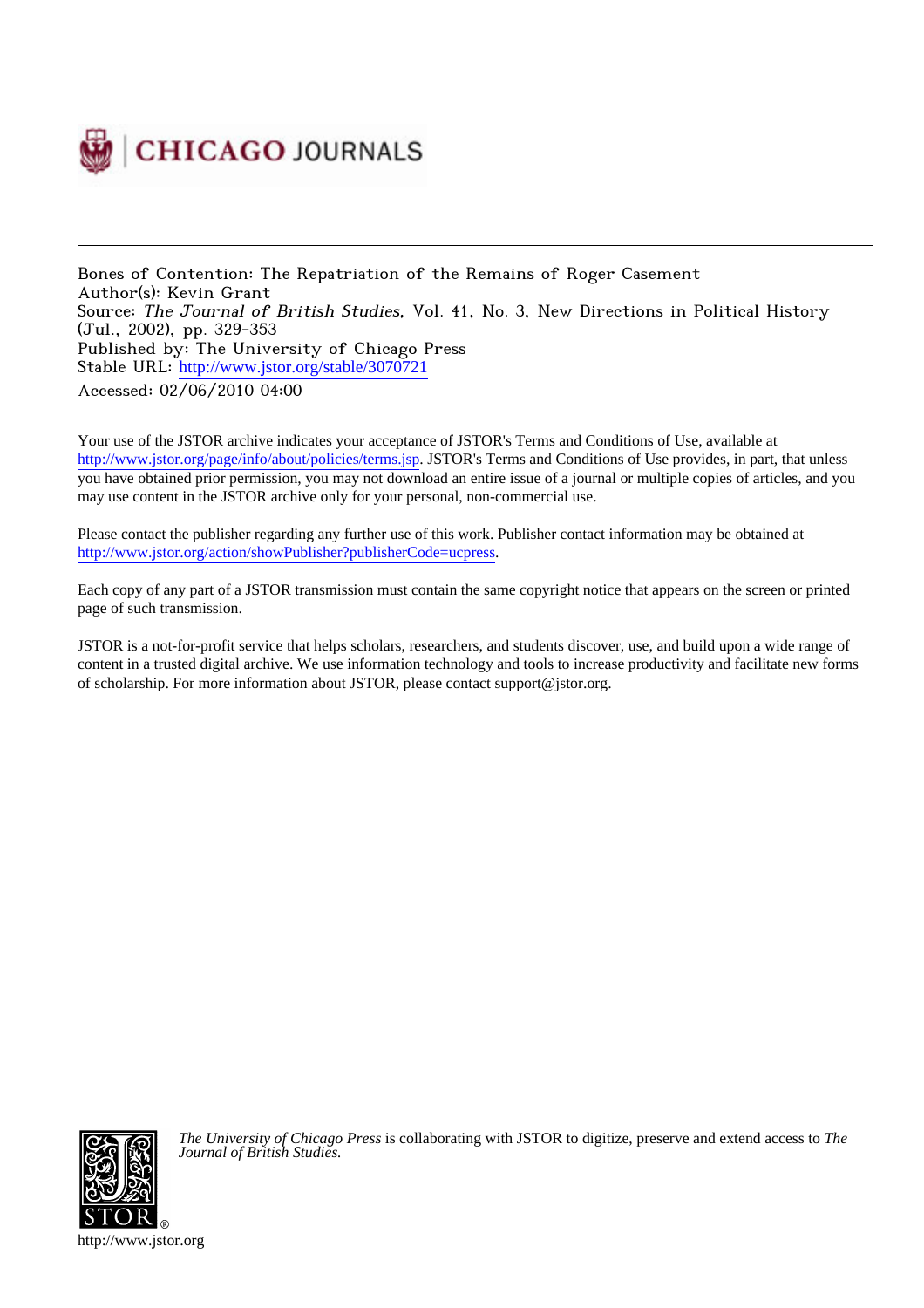CHICAGO JOURNALS

Bones of Contention: The Repatriation of the Remains of Roger Casement
Author(s): Kevin Grant
Source: *The Journal of British Studies*, Vol. 41, No. 3, New Directions in Political History (Jul., 2002), pp. 329-353
Published by: The University of Chicago Press
Stable URL: http://www.jstor.org/stable/3070721
Accessed: 02/06/2010 04:00

Your use of the JSTOR archive indicates your acceptance of JSTOR's Terms and Conditions of Use, available at http://www.jstor.org/page/info/about/policies/terms.jsp. JSTOR's Terms and Conditions of Use provides, in part, that unless you have obtained prior permission, you may not download an entire issue of a journal or multiple copies of articles, and you may use content in the JSTOR archive only for your personal, non-commercial use.

Please contact the publisher regarding any further use of this work. Publisher contact information may be obtained at http://www.jstor.org/action/showPublisher?publisherCode=ucpress.

Each copy of any part of a JSTOR transmission must contain the same copyright notice that appears on the screen or printed page of such transmission.

JSTOR is a not-for-profit service that helps scholars, researchers, and students discover, use, and build upon a wide range of content in a trusted digital archive. We use information technology and tools to increase productivity and facilitate new forms of scholarship. For more information about JSTOR, please contact support@jstor.org.

*The University of Chicago Press* is collaborating with JSTOR to digitize, preserve and extend access to *The Journal of British Studies.*

http://www.jstor.org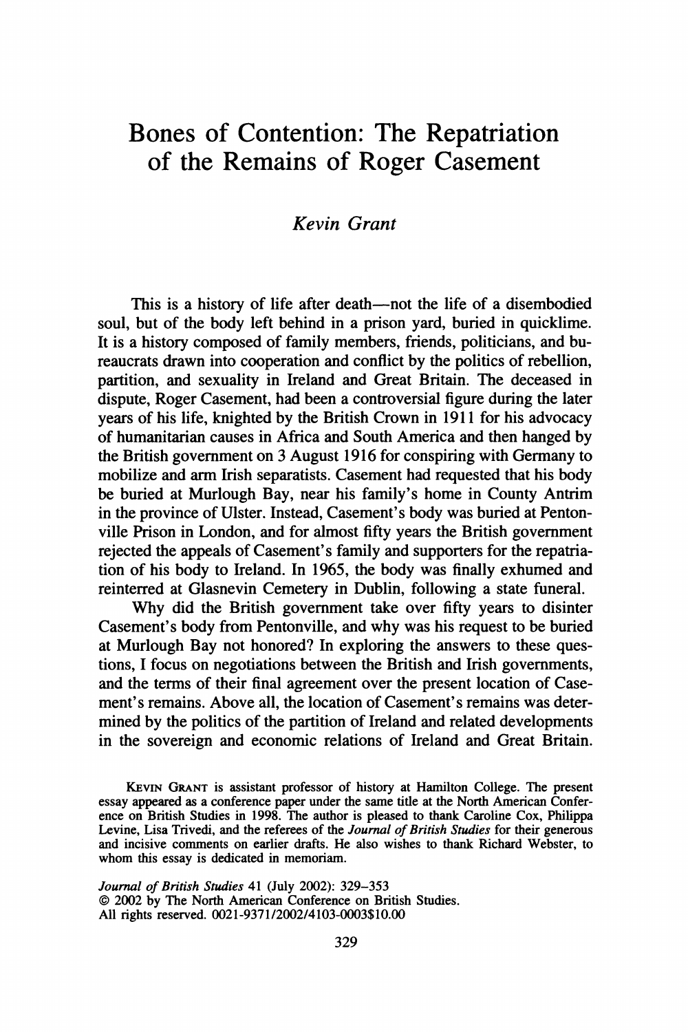# Bones of Contention: The Repatriation of the Remains of Roger Casement

*Kevin Grant*

This is a history of life after death—not the life of a disembodied soul, but of the body left behind in a prison yard, buried in quicklime. It is a history composed of family members, friends, politicians, and bureaucrats drawn into cooperation and conflict by the politics of rebellion, partition, and sexuality in Ireland and Great Britain. The deceased in dispute, Roger Casement, had been a controversial figure during the later years of his life, knighted by the British Crown in 1911 for his advocacy of humanitarian causes in Africa and South America and then hanged by the British government on 3 August 1916 for conspiring with Germany to mobilize and arm Irish separatists. Casement had requested that his body be buried at Murlough Bay, near his family's home in County Antrim in the province of Ulster. Instead, Casement's body was buried at Pentonville Prison in London, and for almost fifty years the British government rejected the appeals of Casement's family and supporters for the repatriation of his body to Ireland. In 1965, the body was finally exhumed and reinterred at Glasnevin Cemetery in Dublin, following a state funeral.

Why did the British government take over fifty years to disinter Casement's body from Pentonville, and why was his request to be buried at Murlough Bay not honored? In exploring the answers to these questions, I focus on negotiations between the British and Irish governments, and the terms of their final agreement over the present location of Casement's remains. Above all, the location of Casement's remains was determined by the politics of the partition of Ireland and related developments in the sovereign and economic relations of Ireland and Great Britain.

KEVIN GRANT is assistant professor of history at Hamilton College. The present essay appeared as a conference paper under the same title at the North American Conference on British Studies in 1998. The author is pleased to thank Caroline Cox, Philippa Levine, Lisa Trivedi, and the referees of the *Journal of British Studies* for their generous and incisive comments on earlier drafts. He also wishes to thank Richard Webster, to whom this essay is dedicated in memoriam.

*Journal of British Studies* 41 (July 2002): 329–353
© 2002 by The North American Conference on British Studies.
All rights reserved. 0021-9371/2002/4103-0003$10.00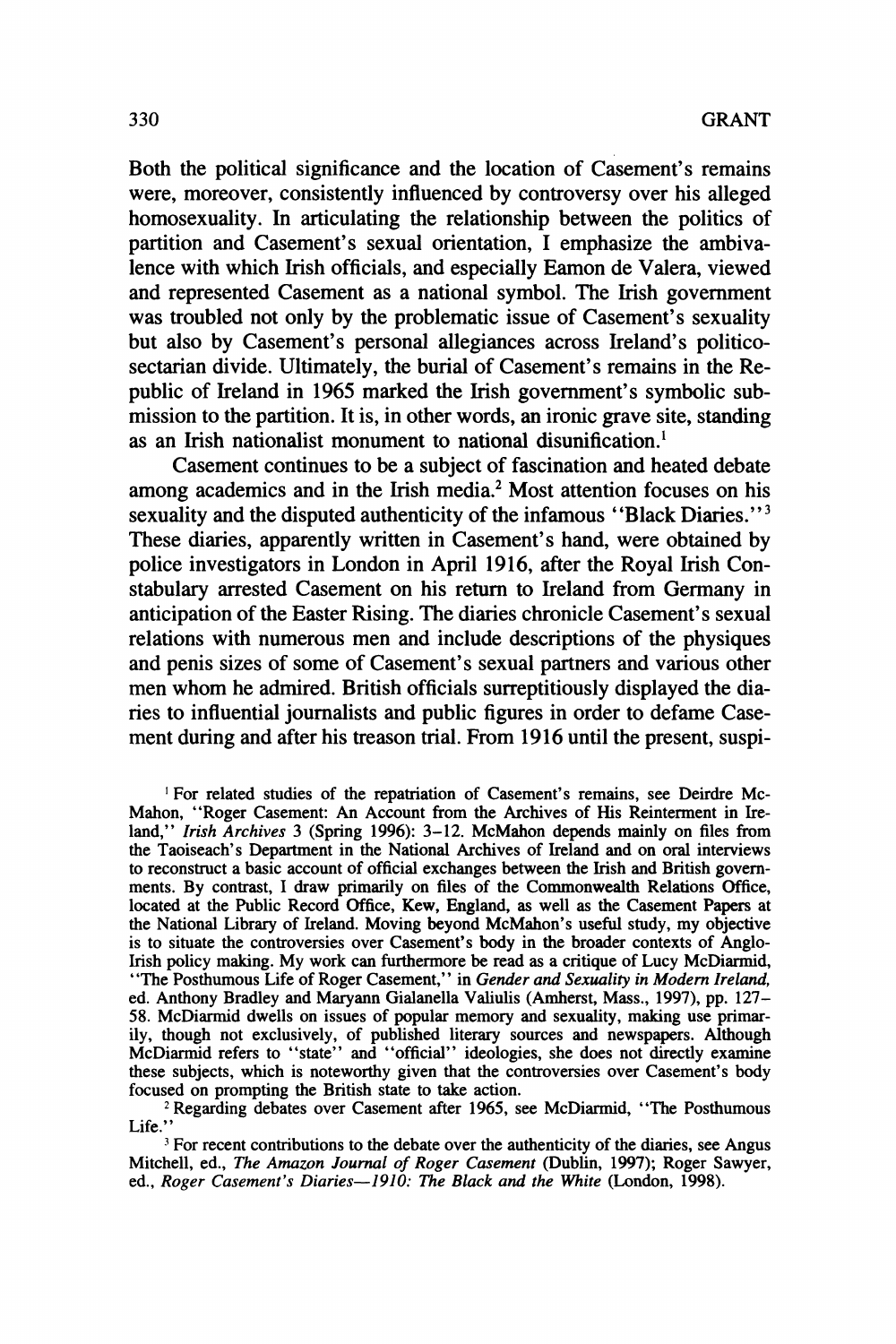Both the political significance and the location of Casement's remains were, moreover, consistently influenced by controversy over his alleged homosexuality. In articulating the relationship between the politics of partition and Casement's sexual orientation, I emphasize the ambivalence with which Irish officials, and especially Eamon de Valera, viewed and represented Casement as a national symbol. The Irish government was troubled not only by the problematic issue of Casement's sexuality but also by Casement's personal allegiances across Ireland's politico-sectarian divide. Ultimately, the burial of Casement's remains in the Republic of Ireland in 1965 marked the Irish government's symbolic submission to the partition. It is, in other words, an ironic grave site, standing as an Irish nationalist monument to national disunification.[1]

Casement continues to be a subject of fascination and heated debate among academics and in the Irish media.[2] Most attention focuses on his sexuality and the disputed authenticity of the infamous "Black Diaries."[3] These diaries, apparently written in Casement's hand, were obtained by police investigators in London in April 1916, after the Royal Irish Constabulary arrested Casement on his return to Ireland from Germany in anticipation of the Easter Rising. The diaries chronicle Casement's sexual relations with numerous men and include descriptions of the physiques and penis sizes of some of Casement's sexual partners and various other men whom he admired. British officials surreptitiously displayed the diaries to influential journalists and public figures in order to defame Casement during and after his treason trial. From 1916 until the present, suspi-

[1] For related studies of the repatriation of Casement's remains, see Deirdre McMahon, "Roger Casement: An Account from the Archives of His Reinterment in Ireland," *Irish Archives* 3 (Spring 1996): 3–12. McMahon depends mainly on files from the Taoiseach's Department in the National Archives of Ireland and on oral interviews to reconstruct a basic account of official exchanges between the Irish and British governments. By contrast, I draw primarily on files of the Commonwealth Relations Office, located at the Public Record Office, Kew, England, as well as the Casement Papers at the National Library of Ireland. Moving beyond McMahon's useful study, my objective is to situate the controversies over Casement's body in the broader contexts of Anglo-Irish policy making. My work can furthermore be read as a critique of Lucy McDiarmid, "The Posthumous Life of Roger Casement," in *Gender and Sexuality in Modern Ireland,* ed. Anthony Bradley and Maryann Gialanella Valiulis (Amherst, Mass., 1997), pp. 127–58. McDiarmid dwells on issues of popular memory and sexuality, making use primarily, though not exclusively, of published literary sources and newspapers. Although McDiarmid refers to "state" and "official" ideologies, she does not directly examine these subjects, which is noteworthy given that the controversies over Casement's body focused on prompting the British state to take action.

[2] Regarding debates over Casement after 1965, see McDiarmid, "The Posthumous Life."

[3] For recent contributions to the debate over the authenticity of the diaries, see Angus Mitchell, ed., *The Amazon Journal of Roger Casement* (Dublin, 1997); Roger Sawyer, ed., *Roger Casement's Diaries—1910: The Black and the White* (London, 1998).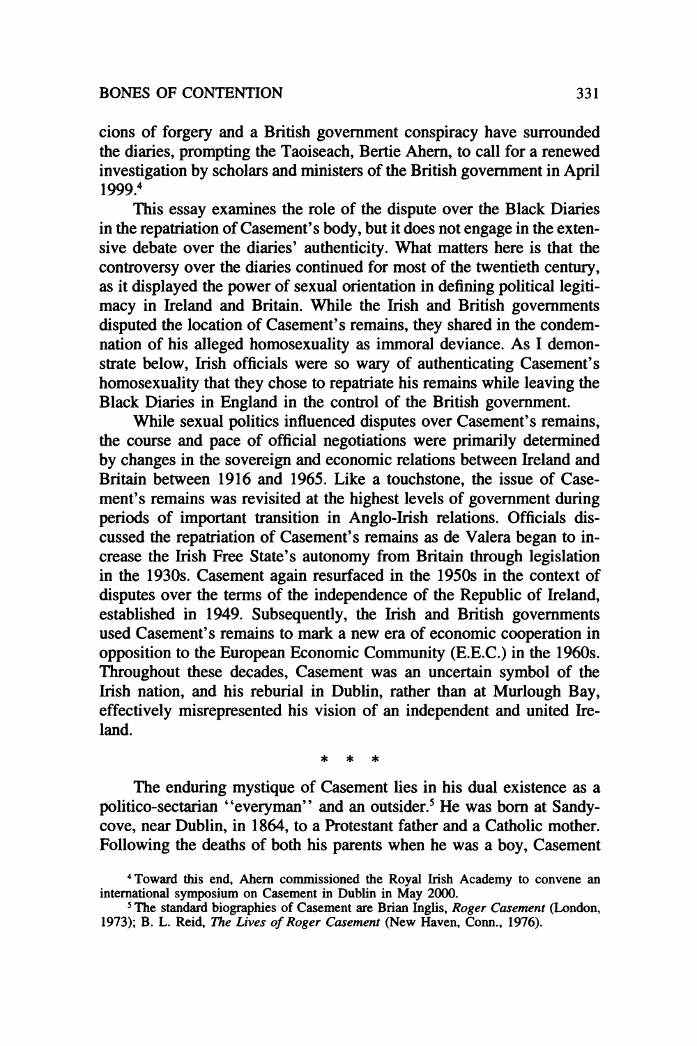cions of forgery and a British government conspiracy have surrounded the diaries, prompting the Taoiseach, Bertie Ahern, to call for a renewed investigation by scholars and ministers of the British government in April 1999.[4]

This essay examines the role of the dispute over the Black Diaries in the repatriation of Casement's body, but it does not engage in the extensive debate over the diaries' authenticity. What matters here is that the controversy over the diaries continued for most of the twentieth century, as it displayed the power of sexual orientation in defining political legitimacy in Ireland and Britain. While the Irish and British governments disputed the location of Casement's remains, they shared in the condemnation of his alleged homosexuality as immoral deviance. As I demonstrate below, Irish officials were so wary of authenticating Casement's homosexuality that they chose to repatriate his remains while leaving the Black Diaries in England in the control of the British government.

While sexual politics influenced disputes over Casement's remains, the course and pace of official negotiations were primarily determined by changes in the sovereign and economic relations between Ireland and Britain between 1916 and 1965. Like a touchstone, the issue of Casement's remains was revisited at the highest levels of government during periods of important transition in Anglo-Irish relations. Officials discussed the repatriation of Casement's remains as de Valera began to increase the Irish Free State's autonomy from Britain through legislation in the 1930s. Casement again resurfaced in the 1950s in the context of disputes over the terms of the independence of the Republic of Ireland, established in 1949. Subsequently, the Irish and British governments used Casement's remains to mark a new era of economic cooperation in opposition to the European Economic Community (E.E.C.) in the 1960s. Throughout these decades, Casement was an uncertain symbol of the Irish nation, and his reburial in Dublin, rather than at Murlough Bay, effectively misrepresented his vision of an independent and united Ireland.

\* \* \*

The enduring mystique of Casement lies in his dual existence as a politico-sectarian "everyman" and an outsider.[5] He was born at Sandycove, near Dublin, in 1864, to a Protestant father and a Catholic mother. Following the deaths of both his parents when he was a boy, Casement

[4] Toward this end, Ahern commissioned the Royal Irish Academy to convene an international symposium on Casement in Dublin in May 2000.

[5] The standard biographies of Casement are Brian Inglis, *Roger Casement* (London, 1973); B. L. Reid, *The Lives of Roger Casement* (New Haven, Conn., 1976).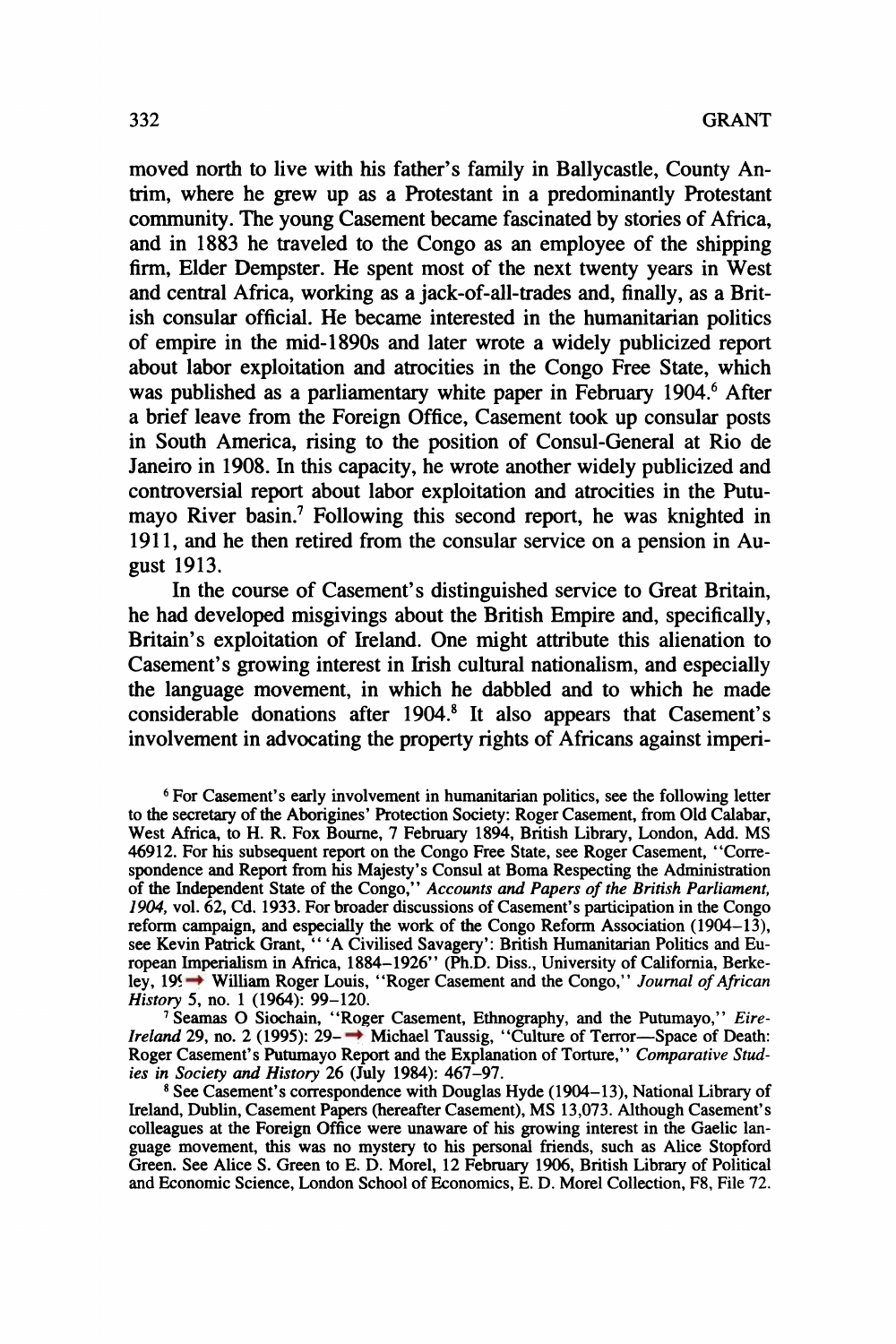moved north to live with his father's family in Ballycastle, County Antrim, where he grew up as a Protestant in a predominantly Protestant community. The young Casement became fascinated by stories of Africa, and in 1883 he traveled to the Congo as an employee of the shipping firm, Elder Dempster. He spent most of the next twenty years in West and central Africa, working as a jack-of-all-trades and, finally, as a British consular official. He became interested in the humanitarian politics of empire in the mid-1890s and later wrote a widely publicized report about labor exploitation and atrocities in the Congo Free State, which was published as a parliamentary white paper in February 1904.[6] After a brief leave from the Foreign Office, Casement took up consular posts in South America, rising to the position of Consul-General at Rio de Janeiro in 1908. In this capacity, he wrote another widely publicized and controversial report about labor exploitation and atrocities in the Putumayo River basin.[7] Following this second report, he was knighted in 1911, and he then retired from the consular service on a pension in August 1913.

In the course of Casement's distinguished service to Great Britain, he had developed misgivings about the British Empire and, specifically, Britain's exploitation of Ireland. One might attribute this alienation to Casement's growing interest in Irish cultural nationalism, and especially the language movement, in which he dabbled and to which he made considerable donations after 1904.[8] It also appears that Casement's involvement in advocating the property rights of Africans against imperi-

[6] For Casement's early involvement in humanitarian politics, see the following letter to the secretary of the Aborigines' Protection Society: Roger Casement, from Old Calabar, West Africa, to H. R. Fox Bourne, 7 February 1894, British Library, London, Add. MS 46912. For his subsequent report on the Congo Free State, see Roger Casement, "Correspondence and Report from his Majesty's Consul at Boma Respecting the Administration of the Independent State of the Congo," *Accounts and Papers of the British Parliament, 1904*, vol. 62, Cd. 1933. For broader discussions of Casement's participation in the Congo reform campaign, and especially the work of the Congo Reform Association (1904–13), see Kevin Patrick Grant, " 'A Civilised Savagery': British Humanitarian Politics and European Imperialism in Africa, 1884–1926" (Ph.D. Diss., University of California, Berkeley, 19[…] William Roger Louis, "Roger Casement and the Congo," *Journal of African History* 5, no. 1 (1964): 99–120.

[7] Seamas O Siochain, "Roger Casement, Ethnography, and the Putumayo," *Eire-Ireland* 29, no. 2 (1995): 29–[…] Michael Taussig, "Culture of Terror—Space of Death: Roger Casement's Putumayo Report and the Explanation of Torture," *Comparative Studies in Society and History* 26 (July 1984): 467–97.

[8] See Casement's correspondence with Douglas Hyde (1904–13), National Library of Ireland, Dublin, Casement Papers (hereafter Casement), MS 13,073. Although Casement's colleagues at the Foreign Office were unaware of his growing interest in the Gaelic language movement, this was no mystery to his personal friends, such as Alice Stopford Green. See Alice S. Green to E. D. Morel, 12 February 1906, British Library of Political and Economic Science, London School of Economics, E. D. Morel Collection, F8, File 72.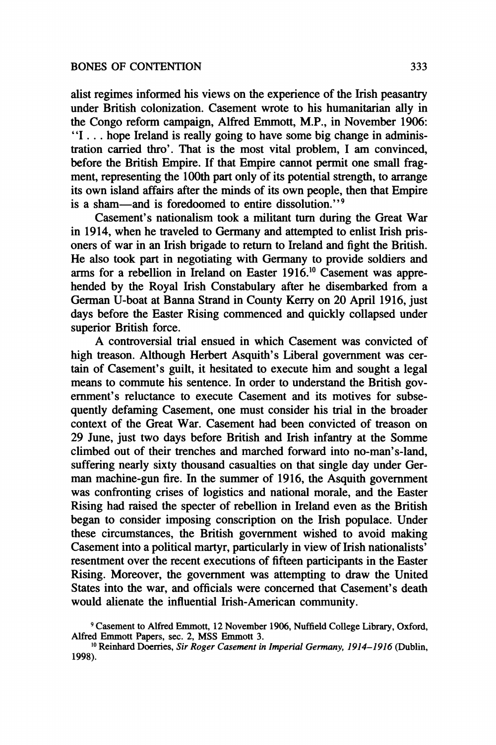alist regimes informed his views on the experience of the Irish peasantry under British colonization. Casement wrote to his humanitarian ally in the Congo reform campaign, Alfred Emmott, M.P., in November 1906: "I . . . hope Ireland is really going to have some big change in administration carried thro'. That is the most vital problem, I am convinced, before the British Empire. If that Empire cannot permit one small fragment, representing the 100th part only of its potential strength, to arrange its own island affairs after the minds of its own people, then that Empire is a sham—and is foredoomed to entire dissolution."[9]

Casement's nationalism took a militant turn during the Great War in 1914, when he traveled to Germany and attempted to enlist Irish prisoners of war in an Irish brigade to return to Ireland and fight the British. He also took part in negotiating with Germany to provide soldiers and arms for a rebellion in Ireland on Easter 1916.[10] Casement was apprehended by the Royal Irish Constabulary after he disembarked from a German U-boat at Banna Strand in County Kerry on 20 April 1916, just days before the Easter Rising commenced and quickly collapsed under superior British force.

A controversial trial ensued in which Casement was convicted of high treason. Although Herbert Asquith's Liberal government was certain of Casement's guilt, it hesitated to execute him and sought a legal means to commute his sentence. In order to understand the British government's reluctance to execute Casement and its motives for subsequently defaming Casement, one must consider his trial in the broader context of the Great War. Casement had been convicted of treason on 29 June, just two days before British and Irish infantry at the Somme climbed out of their trenches and marched forward into no-man's-land, suffering nearly sixty thousand casualties on that single day under German machine-gun fire. In the summer of 1916, the Asquith government was confronting crises of logistics and national morale, and the Easter Rising had raised the specter of rebellion in Ireland even as the British began to consider imposing conscription on the Irish populace. Under these circumstances, the British government wished to avoid making Casement into a political martyr, particularly in view of Irish nationalists' resentment over the recent executions of fifteen participants in the Easter Rising. Moreover, the government was attempting to draw the United States into the war, and officials were concerned that Casement's death would alienate the influential Irish-American community.

[9] Casement to Alfred Emmott, 12 November 1906, Nuffield College Library, Oxford, Alfred Emmott Papers, sec. 2, MSS Emmott 3.

[10] Reinhard Doerries, *Sir Roger Casement in Imperial Germany, 1914–1916* (Dublin, 1998).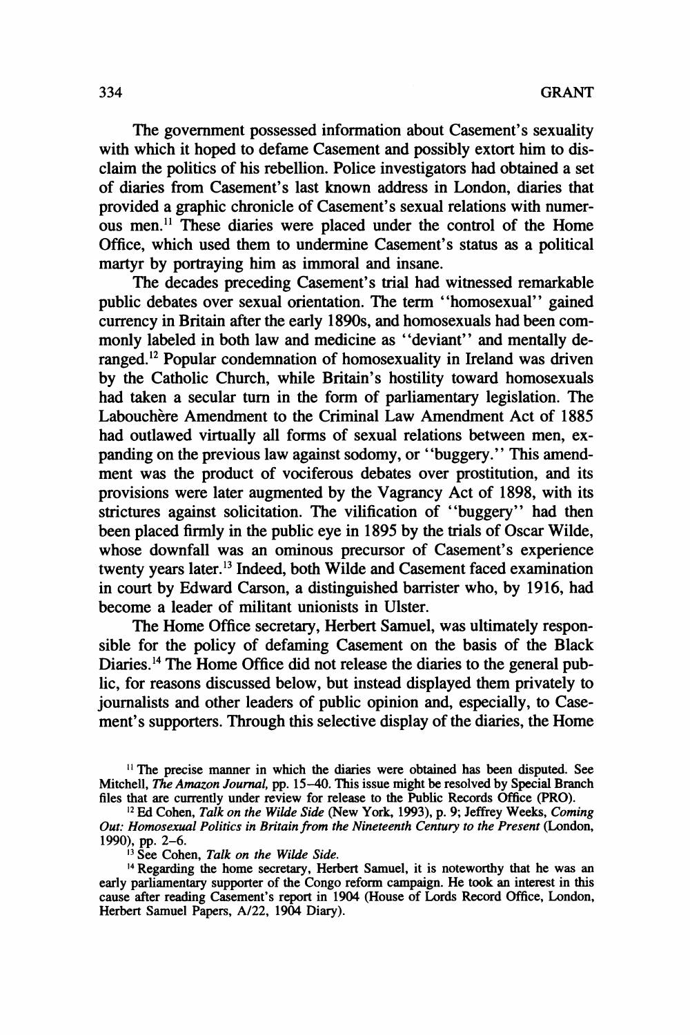The government possessed information about Casement's sexuality with which it hoped to defame Casement and possibly extort him to disclaim the politics of his rebellion. Police investigators had obtained a set of diaries from Casement's last known address in London, diaries that provided a graphic chronicle of Casement's sexual relations with numerous men.[11] These diaries were placed under the control of the Home Office, which used them to undermine Casement's status as a political martyr by portraying him as immoral and insane.

The decades preceding Casement's trial had witnessed remarkable public debates over sexual orientation. The term "homosexual" gained currency in Britain after the early 1890s, and homosexuals had been commonly labeled in both law and medicine as "deviant" and mentally deranged.[12] Popular condemnation of homosexuality in Ireland was driven by the Catholic Church, while Britain's hostility toward homosexuals had taken a secular turn in the form of parliamentary legislation. The Labouchère Amendment to the Criminal Law Amendment Act of 1885 had outlawed virtually all forms of sexual relations between men, expanding on the previous law against sodomy, or "buggery." This amendment was the product of vociferous debates over prostitution, and its provisions were later augmented by the Vagrancy Act of 1898, with its strictures against solicitation. The vilification of "buggery" had then been placed firmly in the public eye in 1895 by the trials of Oscar Wilde, whose downfall was an ominous precursor of Casement's experience twenty years later.[13] Indeed, both Wilde and Casement faced examination in court by Edward Carson, a distinguished barrister who, by 1916, had become a leader of militant unionists in Ulster.

The Home Office secretary, Herbert Samuel, was ultimately responsible for the policy of defaming Casement on the basis of the Black Diaries.[14] The Home Office did not release the diaries to the general public, for reasons discussed below, but instead displayed them privately to journalists and other leaders of public opinion and, especially, to Casement's supporters. Through this selective display of the diaries, the Home

[11] The precise manner in which the diaries were obtained has been disputed. See Mitchell, *The Amazon Journal*, pp. 15–40. This issue might be resolved by Special Branch files that are currently under review for release to the Public Records Office (PRO).

[12] Ed Cohen, *Talk on the Wilde Side* (New York, 1993), p. 9; Jeffrey Weeks, *Coming Out: Homosexual Politics in Britain from the Nineteenth Century to the Present* (London, 1990), pp. 2–6.

[13] See Cohen, *Talk on the Wilde Side*.

[14] Regarding the home secretary, Herbert Samuel, it is noteworthy that he was an early parliamentary supporter of the Congo reform campaign. He took an interest in this cause after reading Casement's report in 1904 (House of Lords Record Office, London, Herbert Samuel Papers, A/22, 1904 Diary).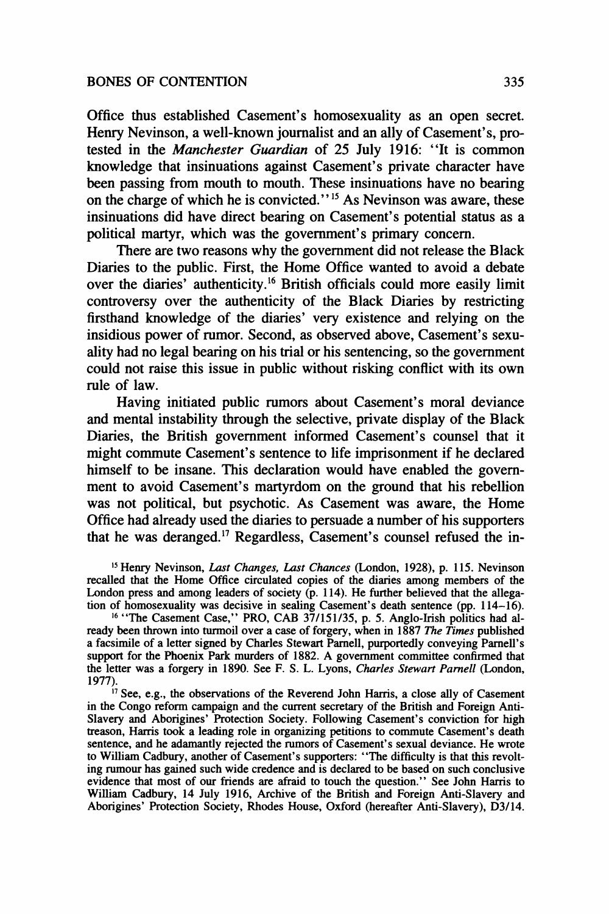Office thus established Casement's homosexuality as an open secret. Henry Nevinson, a well-known journalist and an ally of Casement's, protested in the *Manchester Guardian* of 25 July 1916: "It is common knowledge that insinuations against Casement's private character have been passing from mouth to mouth. These insinuations have no bearing on the charge of which he is convicted."[15] As Nevinson was aware, these insinuations did have direct bearing on Casement's potential status as a political martyr, which was the government's primary concern.

There are two reasons why the government did not release the Black Diaries to the public. First, the Home Office wanted to avoid a debate over the diaries' authenticity.[16] British officials could more easily limit controversy over the authenticity of the Black Diaries by restricting firsthand knowledge of the diaries' very existence and relying on the insidious power of rumor. Second, as observed above, Casement's sexuality had no legal bearing on his trial or his sentencing, so the government could not raise this issue in public without risking conflict with its own rule of law.

Having initiated public rumors about Casement's moral deviance and mental instability through the selective, private display of the Black Diaries, the British government informed Casement's counsel that it might commute Casement's sentence to life imprisonment if he declared himself to be insane. This declaration would have enabled the government to avoid Casement's martyrdom on the ground that his rebellion was not political, but psychotic. As Casement was aware, the Home Office had already used the diaries to persuade a number of his supporters that he was deranged.[17] Regardless, Casement's counsel refused the in-

[15] Henry Nevinson, *Last Changes, Last Chances* (London, 1928), p. 115. Nevinson recalled that the Home Office circulated copies of the diaries among members of the London press and among leaders of society (p. 114). He further believed that the allegation of homosexuality was decisive in sealing Casement's death sentence (pp. 114–16).

[16] "The Casement Case," PRO, CAB 37/151/35, p. 5. Anglo-Irish politics had already been thrown into turmoil over a case of forgery, when in 1887 *The Times* published a facsimile of a letter signed by Charles Stewart Parnell, purportedly conveying Parnell's support for the Phoenix Park murders of 1882. A government committee confirmed that the letter was a forgery in 1890. See F. S. L. Lyons, *Charles Stewart Parnell* (London, 1977).

[17] See, e.g., the observations of the Reverend John Harris, a close ally of Casement in the Congo reform campaign and the current secretary of the British and Foreign Anti-Slavery and Aborigines' Protection Society. Following Casement's conviction for high treason, Harris took a leading role in organizing petitions to commute Casement's death sentence, and he adamantly rejected the rumors of Casement's sexual deviance. He wrote to William Cadbury, another of Casement's supporters: "The difficulty is that this revolting rumour has gained such wide credence and is declared to be based on such conclusive evidence that most of our friends are afraid to touch the question." See John Harris to William Cadbury, 14 July 1916, Archive of the British and Foreign Anti-Slavery and Aborigines' Protection Society, Rhodes House, Oxford (hereafter Anti-Slavery), D3/14.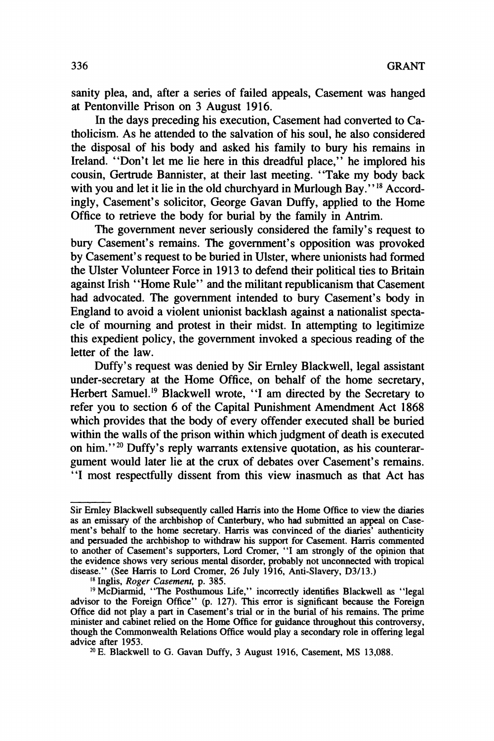sanity plea, and, after a series of failed appeals, Casement was hanged at Pentonville Prison on 3 August 1916.

In the days preceding his execution, Casement had converted to Catholicism. As he attended to the salvation of his soul, he also considered the disposal of his body and asked his family to bury his remains in Ireland. "Don't let me lie here in this dreadful place," he implored his cousin, Gertrude Bannister, at their last meeting. "Take my body back with you and let it lie in the old churchyard in Murlough Bay."[18] Accordingly, Casement's solicitor, George Gavan Duffy, applied to the Home Office to retrieve the body for burial by the family in Antrim.

The government never seriously considered the family's request to bury Casement's remains. The government's opposition was provoked by Casement's request to be buried in Ulster, where unionists had formed the Ulster Volunteer Force in 1913 to defend their political ties to Britain against Irish "Home Rule" and the militant republicanism that Casement had advocated. The government intended to bury Casement's body in England to avoid a violent unionist backlash against a nationalist spectacle of mourning and protest in their midst. In attempting to legitimize this expedient policy, the government invoked a specious reading of the letter of the law.

Duffy's request was denied by Sir Ernley Blackwell, legal assistant under-secretary at the Home Office, on behalf of the home secretary, Herbert Samuel.[19] Blackwell wrote, "I am directed by the Secretary to refer you to section 6 of the Capital Punishment Amendment Act 1868 which provides that the body of every offender executed shall be buried within the walls of the prison within which judgment of death is executed on him."[20] Duffy's reply warrants extensive quotation, as his counterargument would later lie at the crux of debates over Casement's remains. "I most respectfully dissent from this view inasmuch as that Act has

---

Sir Ernley Blackwell subsequently called Harris into the Home Office to view the diaries as an emissary of the archbishop of Canterbury, who had submitted an appeal on Casement's behalf to the home secretary. Harris was convinced of the diaries' authenticity and persuaded the archbishop to withdraw his support for Casement. Harris commented to another of Casement's supporters, Lord Cromer, "I am strongly of the opinion that the evidence shows very serious mental disorder, probably not unconnected with tropical disease." (See Harris to Lord Cromer, 26 July 1916, Anti-Slavery, D3/13.)

[18] Inglis, *Roger Casement*, p. 385.

[19] McDiarmid, "The Posthumous Life," incorrectly identifies Blackwell as "legal advisor to the Foreign Office" (p. 127). This error is significant because the Foreign Office did not play a part in Casement's trial or in the burial of his remains. The prime minister and cabinet relied on the Home Office for guidance throughout this controversy, though the Commonwealth Relations Office would play a secondary role in offering legal advice after 1953.

[20] E. Blackwell to G. Gavan Duffy, 3 August 1916, Casement, MS 13,088.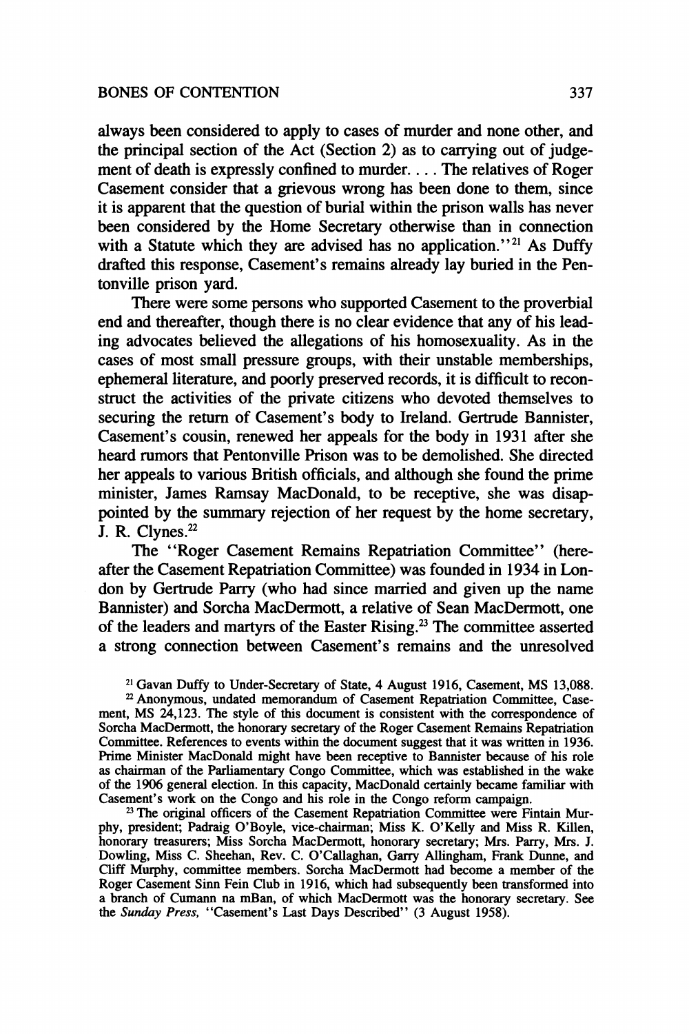always been considered to apply to cases of murder and none other, and the principal section of the Act (Section 2) as to carrying out of judgement of death is expressly confined to murder. . . . The relatives of Roger Casement consider that a grievous wrong has been done to them, since it is apparent that the question of burial within the prison walls has never been considered by the Home Secretary otherwise than in connection with a Statute which they are advised has no application."[21] As Duffy drafted this response, Casement's remains already lay buried in the Pentonville prison yard.

There were some persons who supported Casement to the proverbial end and thereafter, though there is no clear evidence that any of his leading advocates believed the allegations of his homosexuality. As in the cases of most small pressure groups, with their unstable memberships, ephemeral literature, and poorly preserved records, it is difficult to reconstruct the activities of the private citizens who devoted themselves to securing the return of Casement's body to Ireland. Gertrude Bannister, Casement's cousin, renewed her appeals for the body in 1931 after she heard rumors that Pentonville Prison was to be demolished. She directed her appeals to various British officials, and although she found the prime minister, James Ramsay MacDonald, to be receptive, she was disappointed by the summary rejection of her request by the home secretary, J. R. Clynes.[22]

The "Roger Casement Remains Repatriation Committee" (hereafter the Casement Repatriation Committee) was founded in 1934 in London by Gertrude Parry (who had since married and given up the name Bannister) and Sorcha MacDermott, a relative of Sean MacDermott, one of the leaders and martyrs of the Easter Rising.[23] The committee asserted a strong connection between Casement's remains and the unresolved

[21] Gavan Duffy to Under-Secretary of State, 4 August 1916, Casement, MS 13,088.

[22] Anonymous, undated memorandum of Casement Repatriation Committee, Casement, MS 24,123. The style of this document is consistent with the correspondence of Sorcha MacDermott, the honorary secretary of the Roger Casement Remains Repatriation Committee. References to events within the document suggest that it was written in 1936. Prime Minister MacDonald might have been receptive to Bannister because of his role as chairman of the Parliamentary Congo Committee, which was established in the wake of the 1906 general election. In this capacity, MacDonald certainly became familiar with Casement's work on the Congo and his role in the Congo reform campaign.

[23] The original officers of the Casement Repatriation Committee were Fintain Murphy, president; Padraig O'Boyle, vice-chairman; Miss K. O'Kelly and Miss R. Killen, honorary treasurers; Miss Sorcha MacDermott, honorary secretary; Mrs. Parry, Mrs. J. Dowling, Miss C. Sheehan, Rev. C. O'Callaghan, Garry Allingham, Frank Dunne, and Cliff Murphy, committee members. Sorcha MacDermott had become a member of the Roger Casement Sinn Fein Club in 1916, which had subsequently been transformed into a branch of Cumann na mBan, of which MacDermott was the honorary secretary. See the *Sunday Press*, "Casement's Last Days Described" (3 August 1958).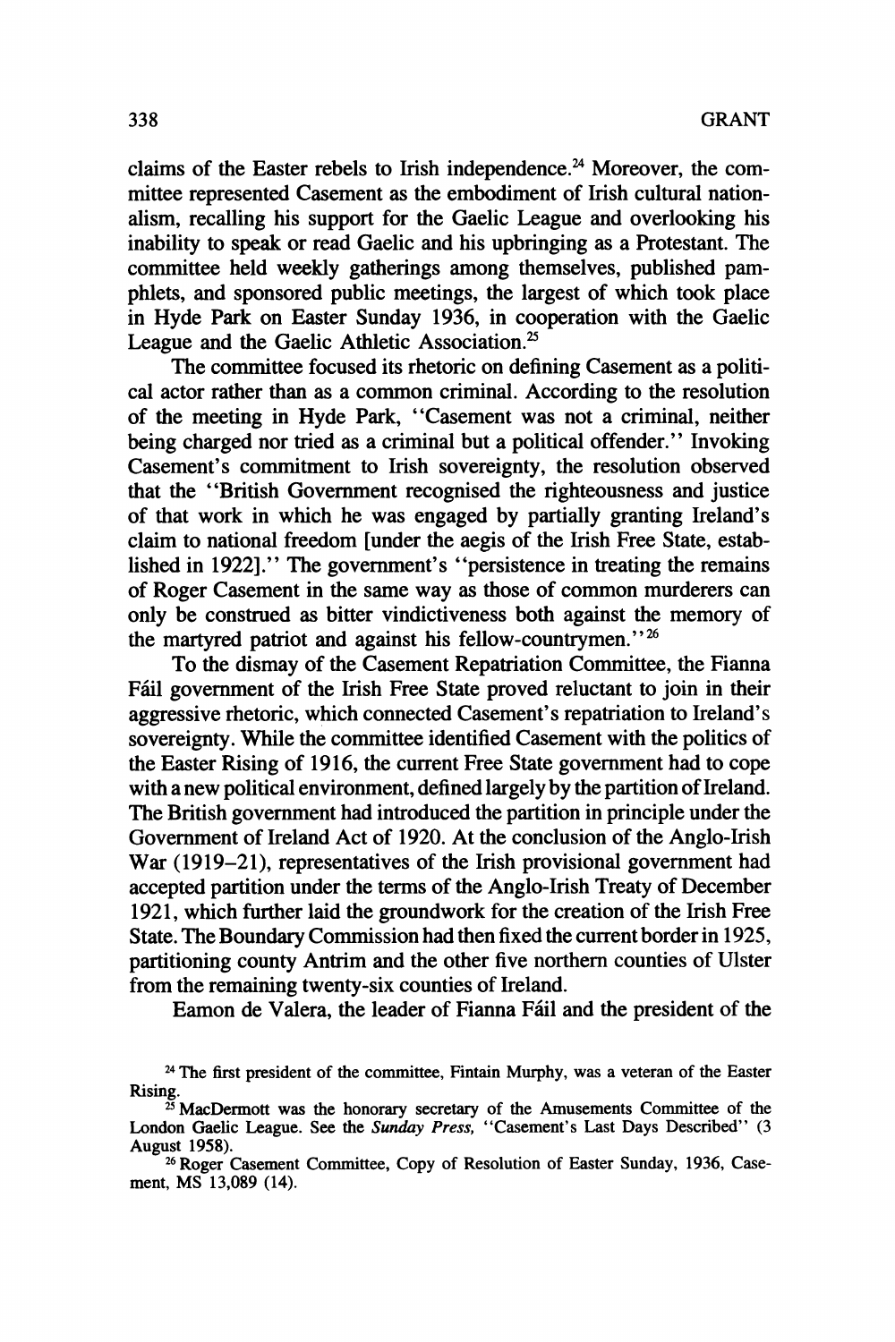claims of the Easter rebels to Irish independence.[24] Moreover, the committee represented Casement as the embodiment of Irish cultural nationalism, recalling his support for the Gaelic League and overlooking his inability to speak or read Gaelic and his upbringing as a Protestant. The committee held weekly gatherings among themselves, published pamphlets, and sponsored public meetings, the largest of which took place in Hyde Park on Easter Sunday 1936, in cooperation with the Gaelic League and the Gaelic Athletic Association.[25]

The committee focused its rhetoric on defining Casement as a political actor rather than as a common criminal. According to the resolution of the meeting in Hyde Park, "Casement was not a criminal, neither being charged nor tried as a criminal but a political offender." Invoking Casement's commitment to Irish sovereignty, the resolution observed that the "British Government recognised the righteousness and justice of that work in which he was engaged by partially granting Ireland's claim to national freedom [under the aegis of the Irish Free State, established in 1922]." The government's "persistence in treating the remains of Roger Casement in the same way as those of common murderers can only be construed as bitter vindictiveness both against the memory of the martyred patriot and against his fellow-countrymen."[26]

To the dismay of the Casement Repatriation Committee, the Fianna Fáil government of the Irish Free State proved reluctant to join in their aggressive rhetoric, which connected Casement's repatriation to Ireland's sovereignty. While the committee identified Casement with the politics of the Easter Rising of 1916, the current Free State government had to cope with a new political environment, defined largely by the partition of Ireland. The British government had introduced the partition in principle under the Government of Ireland Act of 1920. At the conclusion of the Anglo-Irish War (1919–21), representatives of the Irish provisional government had accepted partition under the terms of the Anglo-Irish Treaty of December 1921, which further laid the groundwork for the creation of the Irish Free State. The Boundary Commission had then fixed the current border in 1925, partitioning county Antrim and the other five northern counties of Ulster from the remaining twenty-six counties of Ireland.

Eamon de Valera, the leader of Fianna Fáil and the president of the

---

[24] The first president of the committee, Fintain Murphy, was a veteran of the Easter Rising.

[25] MacDermott was the honorary secretary of the Amusements Committee of the London Gaelic League. See the *Sunday Press*, "Casement's Last Days Described" (3 August 1958).

[26] Roger Casement Committee, Copy of Resolution of Easter Sunday, 1936, Casement, MS 13,089 (14).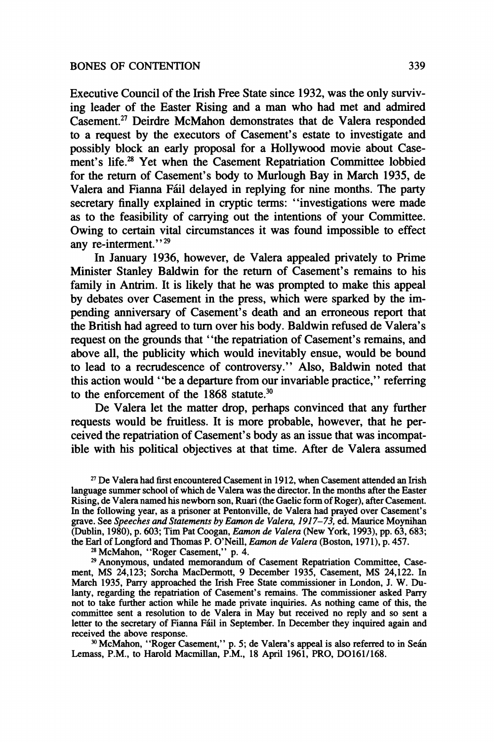Executive Council of the Irish Free State since 1932, was the only surviving leader of the Easter Rising and a man who had met and admired Casement.[27] Deirdre McMahon demonstrates that de Valera responded to a request by the executors of Casement's estate to investigate and possibly block an early proposal for a Hollywood movie about Casement's life.[28] Yet when the Casement Repatriation Committee lobbied for the return of Casement's body to Murlough Bay in March 1935, de Valera and Fianna Fáil delayed in replying for nine months. The party secretary finally explained in cryptic terms: "investigations were made as to the feasibility of carrying out the intentions of your Committee. Owing to certain vital circumstances it was found impossible to effect any re-interment."[29]

In January 1936, however, de Valera appealed privately to Prime Minister Stanley Baldwin for the return of Casement's remains to his family in Antrim. It is likely that he was prompted to make this appeal by debates over Casement in the press, which were sparked by the impending anniversary of Casement's death and an erroneous report that the British had agreed to turn over his body. Baldwin refused de Valera's request on the grounds that "the repatriation of Casement's remains, and above all, the publicity which would inevitably ensue, would be bound to lead to a recrudescence of controversy." Also, Baldwin noted that this action would "be a departure from our invariable practice," referring to the enforcement of the 1868 statute.[30]

De Valera let the matter drop, perhaps convinced that any further requests would be fruitless. It is more probable, however, that he perceived the repatriation of Casement's body as an issue that was incompatible with his political objectives at that time. After de Valera assumed

[27] De Valera had first encountered Casement in 1912, when Casement attended an Irish language summer school of which de Valera was the director. In the months after the Easter Rising, de Valera named his newborn son, Ruari (the Gaelic form of Roger), after Casement. In the following year, as a prisoner at Pentonville, de Valera had prayed over Casement's grave. See *Speeches and Statements by Eamon de Valera, 1917–73*, ed. Maurice Moynihan (Dublin, 1980), p. 603; Tim Pat Coogan, *Eamon de Valera* (New York, 1993), pp. 63, 683; the Earl of Longford and Thomas P. O'Neill, *Eamon de Valera* (Boston, 1971), p. 457.

[28] McMahon, "Roger Casement," p. 4.

[29] Anonymous, undated memorandum of Casement Repatriation Committee, Casement, MS 24,123; Sorcha MacDermott, 9 December 1935, Casement, MS 24,122. In March 1935, Parry approached the Irish Free State commissioner in London, J. W. Dulanty, regarding the repatriation of Casement's remains. The commissioner asked Parry not to take further action while he made private inquiries. As nothing came of this, the committee sent a resolution to de Valera in May but received no reply and so sent a letter to the secretary of Fianna Fáil in September. In December they inquired again and received the above response.

[30] McMahon, "Roger Casement," p. 5; de Valera's appeal is also referred to in Seán Lemass, P.M., to Harold Macmillan, P.M., 18 April 1961, PRO, DO161/168.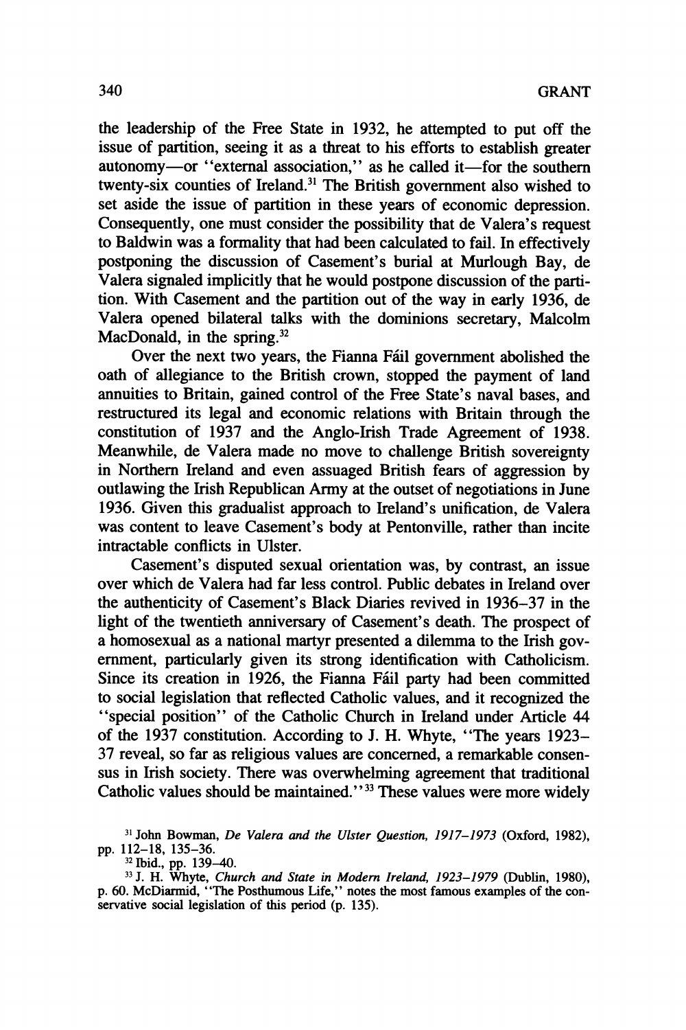the leadership of the Free State in 1932, he attempted to put off the issue of partition, seeing it as a threat to his efforts to establish greater autonomy—or "external association," as he called it—for the southern twenty-six counties of Ireland.[31] The British government also wished to set aside the issue of partition in these years of economic depression. Consequently, one must consider the possibility that de Valera's request to Baldwin was a formality that had been calculated to fail. In effectively postponing the discussion of Casement's burial at Murlough Bay, de Valera signaled implicitly that he would postpone discussion of the partition. With Casement and the partition out of the way in early 1936, de Valera opened bilateral talks with the dominions secretary, Malcolm MacDonald, in the spring.[32]

Over the next two years, the Fianna Fáil government abolished the oath of allegiance to the British crown, stopped the payment of land annuities to Britain, gained control of the Free State's naval bases, and restructured its legal and economic relations with Britain through the constitution of 1937 and the Anglo-Irish Trade Agreement of 1938. Meanwhile, de Valera made no move to challenge British sovereignty in Northern Ireland and even assuaged British fears of aggression by outlawing the Irish Republican Army at the outset of negotiations in June 1936. Given this gradualist approach to Ireland's unification, de Valera was content to leave Casement's body at Pentonville, rather than incite intractable conflicts in Ulster.

Casement's disputed sexual orientation was, by contrast, an issue over which de Valera had far less control. Public debates in Ireland over the authenticity of Casement's Black Diaries revived in 1936–37 in the light of the twentieth anniversary of Casement's death. The prospect of a homosexual as a national martyr presented a dilemma to the Irish government, particularly given its strong identification with Catholicism. Since its creation in 1926, the Fianna Fáil party had been committed to social legislation that reflected Catholic values, and it recognized the "special position" of the Catholic Church in Ireland under Article 44 of the 1937 constitution. According to J. H. Whyte, "The years 1923–37 reveal, so far as religious values are concerned, a remarkable consensus in Irish society. There was overwhelming agreement that traditional Catholic values should be maintained."[33] These values were more widely

[31] John Bowman, *De Valera and the Ulster Question, 1917–1973* (Oxford, 1982), pp. 112–18, 135–36.

[32] Ibid., pp. 139–40.

[33] J. H. Whyte, *Church and State in Modern Ireland, 1923–1979* (Dublin, 1980), p. 60. McDiarmid, "The Posthumous Life," notes the most famous examples of the conservative social legislation of this period (p. 135).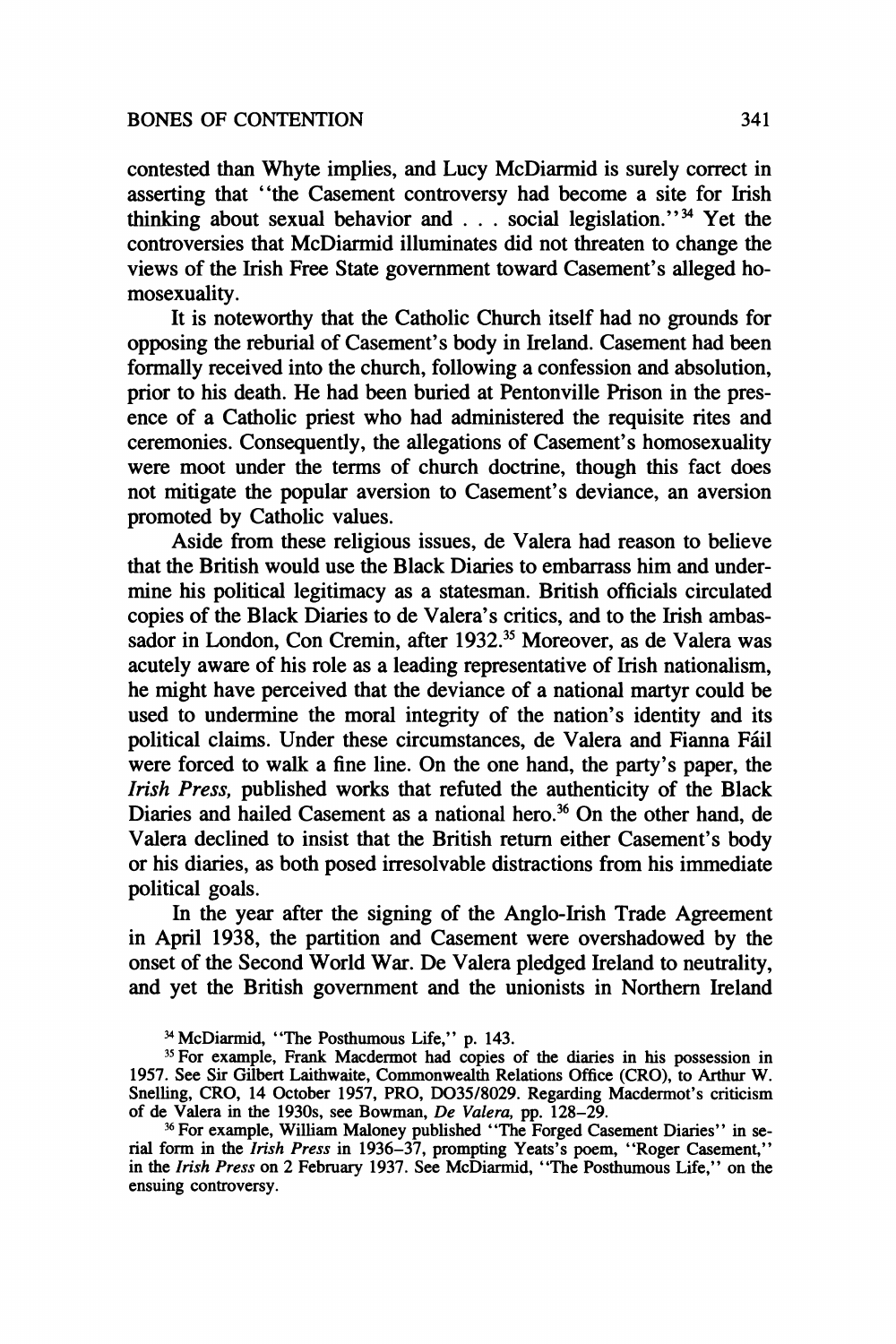contested than Whyte implies, and Lucy McDiarmid is surely correct in asserting that "the Casement controversy had become a site for Irish thinking about sexual behavior and . . . social legislation."[34] Yet the controversies that McDiarmid illuminates did not threaten to change the views of the Irish Free State government toward Casement's alleged homosexuality.

It is noteworthy that the Catholic Church itself had no grounds for opposing the reburial of Casement's body in Ireland. Casement had been formally received into the church, following a confession and absolution, prior to his death. He had been buried at Pentonville Prison in the presence of a Catholic priest who had administered the requisite rites and ceremonies. Consequently, the allegations of Casement's homosexuality were moot under the terms of church doctrine, though this fact does not mitigate the popular aversion to Casement's deviance, an aversion promoted by Catholic values.

Aside from these religious issues, de Valera had reason to believe that the British would use the Black Diaries to embarrass him and undermine his political legitimacy as a statesman. British officials circulated copies of the Black Diaries to de Valera's critics, and to the Irish ambassador in London, Con Cremin, after 1932.[35] Moreover, as de Valera was acutely aware of his role as a leading representative of Irish nationalism, he might have perceived that the deviance of a national martyr could be used to undermine the moral integrity of the nation's identity and its political claims. Under these circumstances, de Valera and Fianna Fáil were forced to walk a fine line. On the one hand, the party's paper, the *Irish Press,* published works that refuted the authenticity of the Black Diaries and hailed Casement as a national hero.[36] On the other hand, de Valera declined to insist that the British return either Casement's body or his diaries, as both posed irresolvable distractions from his immediate political goals.

In the year after the signing of the Anglo-Irish Trade Agreement in April 1938, the partition and Casement were overshadowed by the onset of the Second World War. De Valera pledged Ireland to neutrality, and yet the British government and the unionists in Northern Ireland

[34] McDiarmid, "The Posthumous Life," p. 143.

[35] For example, Frank Macdermot had copies of the diaries in his possession in 1957. See Sir Gilbert Laithwaite, Commonwealth Relations Office (CRO), to Arthur W. Snelling, CRO, 14 October 1957, PRO, DO35/8029. Regarding Macdermot's criticism of de Valera in the 1930s, see Bowman, *De Valera,* pp. 128–29.

[36] For example, William Maloney published "The Forged Casement Diaries" in serial form in the *Irish Press* in 1936–37, prompting Yeats's poem, "Roger Casement," in the *Irish Press* on 2 February 1937. See McDiarmid, "The Posthumous Life," on the ensuing controversy.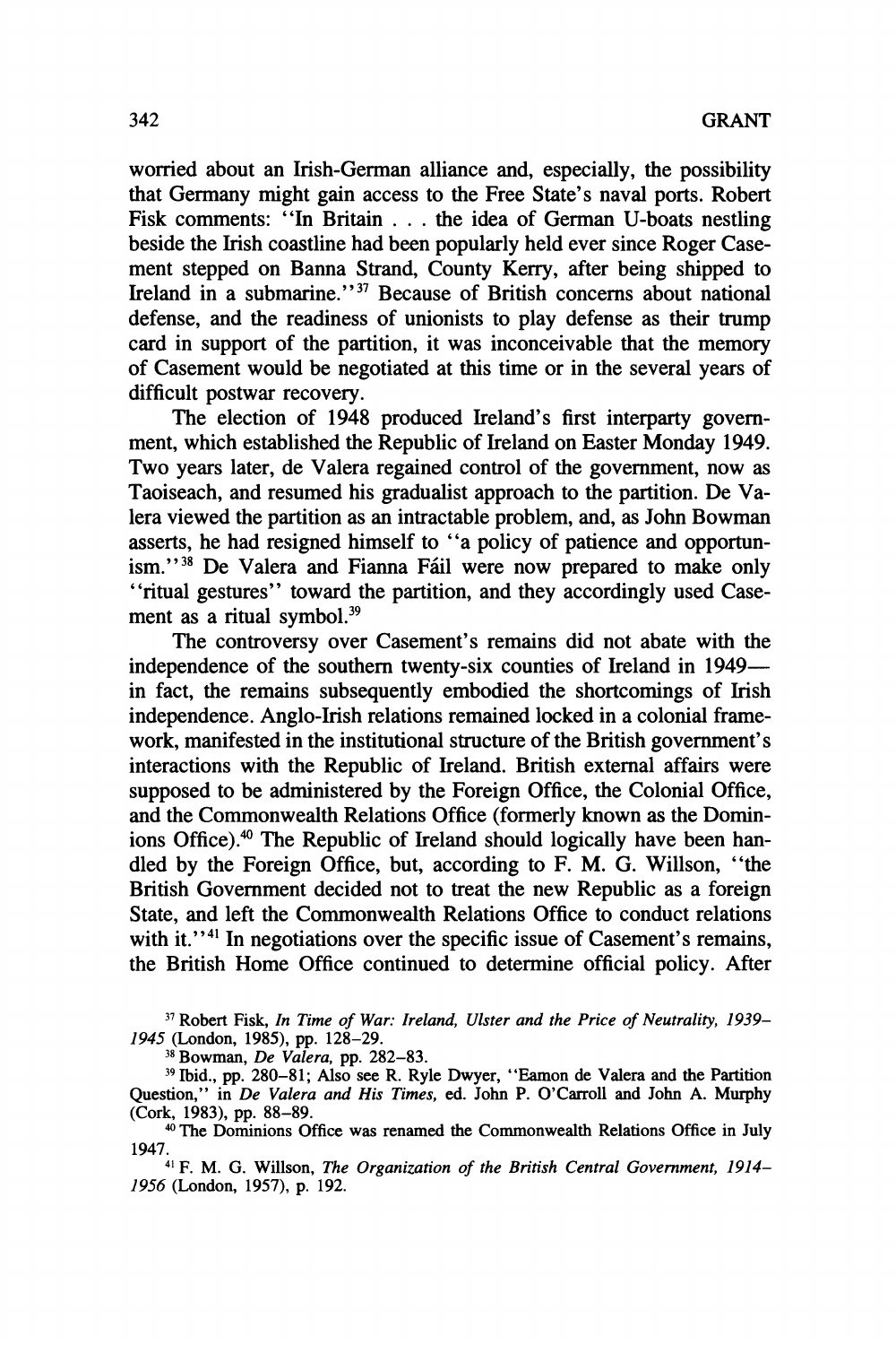worried about an Irish-German alliance and, especially, the possibility that Germany might gain access to the Free State's naval ports. Robert Fisk comments: "In Britain . . . the idea of German U-boats nestling beside the Irish coastline had been popularly held ever since Roger Casement stepped on Banna Strand, County Kerry, after being shipped to Ireland in a submarine."[37] Because of British concerns about national defense, and the readiness of unionists to play defense as their trump card in support of the partition, it was inconceivable that the memory of Casement would be negotiated at this time or in the several years of difficult postwar recovery.

The election of 1948 produced Ireland's first interparty government, which established the Republic of Ireland on Easter Monday 1949. Two years later, de Valera regained control of the government, now as Taoiseach, and resumed his gradualist approach to the partition. De Valera viewed the partition as an intractable problem, and, as John Bowman asserts, he had resigned himself to "a policy of patience and opportunism."[38] De Valera and Fianna Fáil were now prepared to make only "ritual gestures" toward the partition, and they accordingly used Casement as a ritual symbol.[39]

The controversy over Casement's remains did not abate with the independence of the southern twenty-six counties of Ireland in 1949—in fact, the remains subsequently embodied the shortcomings of Irish independence. Anglo-Irish relations remained locked in a colonial framework, manifested in the institutional structure of the British government's interactions with the Republic of Ireland. British external affairs were supposed to be administered by the Foreign Office, the Colonial Office, and the Commonwealth Relations Office (formerly known as the Dominions Office).[40] The Republic of Ireland should logically have been handled by the Foreign Office, but, according to F. M. G. Willson, "the British Government decided not to treat the new Republic as a foreign State, and left the Commonwealth Relations Office to conduct relations with it."[41] In negotiations over the specific issue of Casement's remains, the British Home Office continued to determine official policy. After

[37] Robert Fisk, *In Time of War: Ireland, Ulster and the Price of Neutrality, 1939–1945* (London, 1985), pp. 128–29.

[38] Bowman, *De Valera,* pp. 282–83.

[39] Ibid., pp. 280–81; Also see R. Ryle Dwyer, "Eamon de Valera and the Partition Question," in *De Valera and His Times,* ed. John P. O'Carroll and John A. Murphy (Cork, 1983), pp. 88–89.

[40] The Dominions Office was renamed the Commonwealth Relations Office in July 1947.

[41] F. M. G. Willson, *The Organization of the British Central Government, 1914–1956* (London, 1957), p. 192.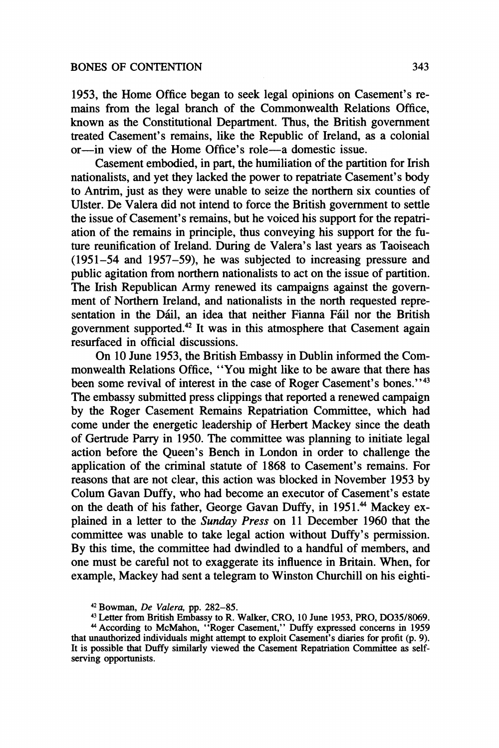1953, the Home Office began to seek legal opinions on Casement's remains from the legal branch of the Commonwealth Relations Office, known as the Constitutional Department. Thus, the British government treated Casement's remains, like the Republic of Ireland, as a colonial or—in view of the Home Office's role—a domestic issue.

Casement embodied, in part, the humiliation of the partition for Irish nationalists, and yet they lacked the power to repatriate Casement's body to Antrim, just as they were unable to seize the northern six counties of Ulster. De Valera did not intend to force the British government to settle the issue of Casement's remains, but he voiced his support for the repatriation of the remains in principle, thus conveying his support for the future reunification of Ireland. During de Valera's last years as Taoiseach (1951–54 and 1957–59), he was subjected to increasing pressure and public agitation from northern nationalists to act on the issue of partition. The Irish Republican Army renewed its campaigns against the government of Northern Ireland, and nationalists in the north requested representation in the Dáil, an idea that neither Fianna Fáil nor the British government supported.[42] It was in this atmosphere that Casement again resurfaced in official discussions.

On 10 June 1953, the British Embassy in Dublin informed the Commonwealth Relations Office, "You might like to be aware that there has been some revival of interest in the case of Roger Casement's bones."[43] The embassy submitted press clippings that reported a renewed campaign by the Roger Casement Remains Repatriation Committee, which had come under the energetic leadership of Herbert Mackey since the death of Gertrude Parry in 1950. The committee was planning to initiate legal action before the Queen's Bench in London in order to challenge the application of the criminal statute of 1868 to Casement's remains. For reasons that are not clear, this action was blocked in November 1953 by Colum Gavan Duffy, who had become an executor of Casement's estate on the death of his father, George Gavan Duffy, in 1951.[44] Mackey explained in a letter to the *Sunday Press* on 11 December 1960 that the committee was unable to take legal action without Duffy's permission. By this time, the committee had dwindled to a handful of members, and one must be careful not to exaggerate its influence in Britain. When, for example, Mackey had sent a telegram to Winston Churchill on his eighti-

[42] Bowman, *De Valera*, pp. 282–85.

[43] Letter from British Embassy to R. Walker, CRO, 10 June 1953, PRO, DO35/8069.

[44] According to McMahon, "Roger Casement," Duffy expressed concerns in 1959 that unauthorized individuals might attempt to exploit Casement's diaries for profit (p. 9). It is possible that Duffy similarly viewed the Casement Repatriation Committee as self-serving opportunists.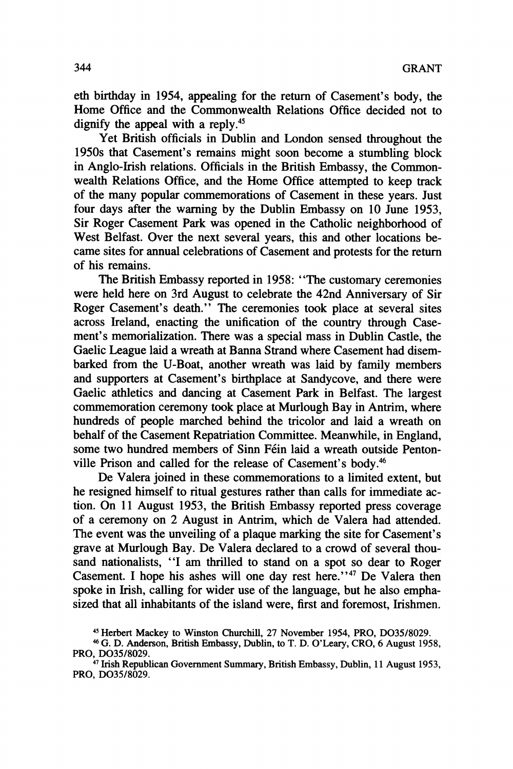eth birthday in 1954, appealing for the return of Casement's body, the Home Office and the Commonwealth Relations Office decided not to dignify the appeal with a reply.[45]

Yet British officials in Dublin and London sensed throughout the 1950s that Casement's remains might soon become a stumbling block in Anglo-Irish relations. Officials in the British Embassy, the Commonwealth Relations Office, and the Home Office attempted to keep track of the many popular commemorations of Casement in these years. Just four days after the warning by the Dublin Embassy on 10 June 1953, Sir Roger Casement Park was opened in the Catholic neighborhood of West Belfast. Over the next several years, this and other locations became sites for annual celebrations of Casement and protests for the return of his remains.

The British Embassy reported in 1958: "The customary ceremonies were held here on 3rd August to celebrate the 42nd Anniversary of Sir Roger Casement's death." The ceremonies took place at several sites across Ireland, enacting the unification of the country through Casement's memorialization. There was a special mass in Dublin Castle, the Gaelic League laid a wreath at Banna Strand where Casement had disembarked from the U-Boat, another wreath was laid by family members and supporters at Casement's birthplace at Sandycove, and there were Gaelic athletics and dancing at Casement Park in Belfast. The largest commemoration ceremony took place at Murlough Bay in Antrim, where hundreds of people marched behind the tricolor and laid a wreath on behalf of the Casement Repatriation Committee. Meanwhile, in England, some two hundred members of Sinn Féin laid a wreath outside Pentonville Prison and called for the release of Casement's body.[46]

De Valera joined in these commemorations to a limited extent, but he resigned himself to ritual gestures rather than calls for immediate action. On 11 August 1953, the British Embassy reported press coverage of a ceremony on 2 August in Antrim, which de Valera had attended. The event was the unveiling of a plaque marking the site for Casement's grave at Murlough Bay. De Valera declared to a crowd of several thousand nationalists, "I am thrilled to stand on a spot so dear to Roger Casement. I hope his ashes will one day rest here."[47] De Valera then spoke in Irish, calling for wider use of the language, but he also emphasized that all inhabitants of the island were, first and foremost, Irishmen.

[45] Herbert Mackey to Winston Churchill, 27 November 1954, PRO, DO35/8029.

[46] G. D. Anderson, British Embassy, Dublin, to T. D. O'Leary, CRO, 6 August 1958, PRO, DO35/8029.

[47] Irish Republican Government Summary, British Embassy, Dublin, 11 August 1953, PRO, DO35/8029.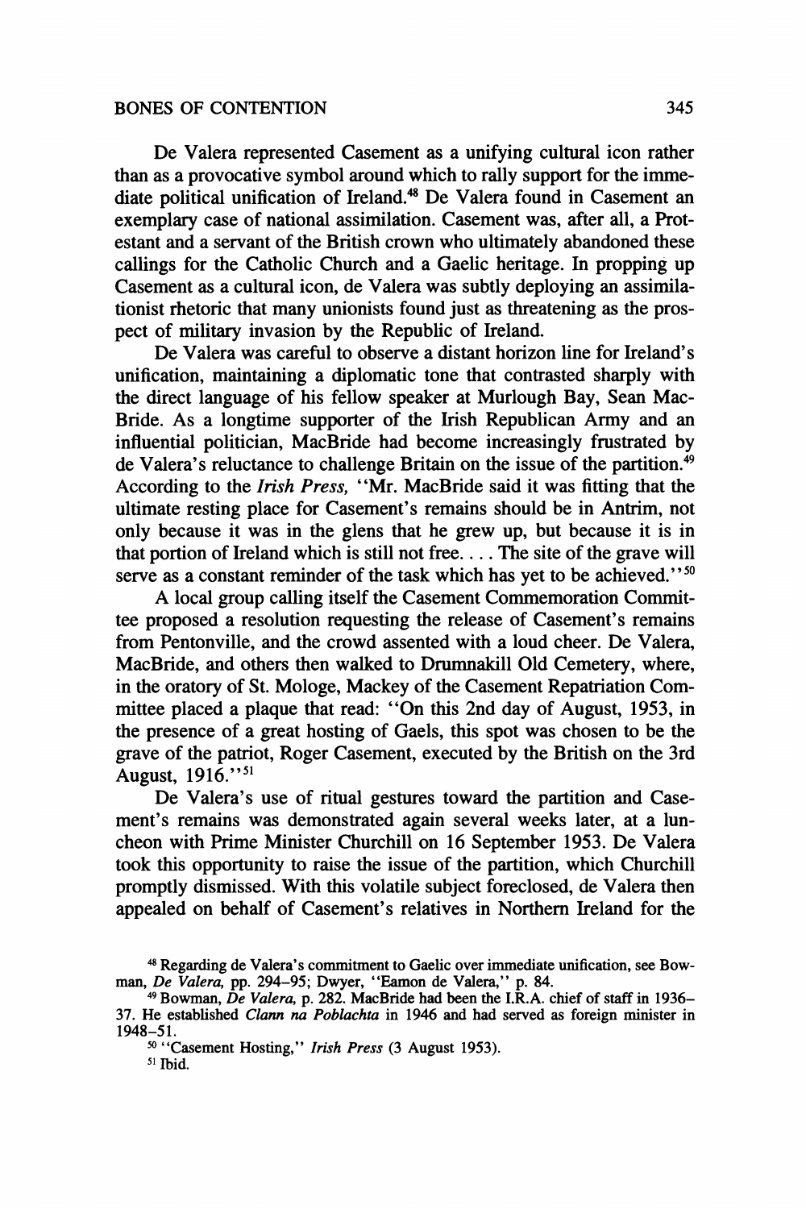De Valera represented Casement as a unifying cultural icon rather than as a provocative symbol around which to rally support for the immediate political unification of Ireland.[48] De Valera found in Casement an exemplary case of national assimilation. Casement was, after all, a Protestant and a servant of the British crown who ultimately abandoned these callings for the Catholic Church and a Gaelic heritage. In propping up Casement as a cultural icon, de Valera was subtly deploying an assimilationist rhetoric that many unionists found just as threatening as the prospect of military invasion by the Republic of Ireland.

De Valera was careful to observe a distant horizon line for Ireland's unification, maintaining a diplomatic tone that contrasted sharply with the direct language of his fellow speaker at Murlough Bay, Sean MacBride. As a longtime supporter of the Irish Republican Army and an influential politician, MacBride had become increasingly frustrated by de Valera's reluctance to challenge Britain on the issue of the partition.[49] According to the *Irish Press,* "Mr. MacBride said it was fitting that the ultimate resting place for Casement's remains should be in Antrim, not only because it was in the glens that he grew up, but because it is in that portion of Ireland which is still not free. . . . The site of the grave will serve as a constant reminder of the task which has yet to be achieved."[50]

A local group calling itself the Casement Commemoration Committee proposed a resolution requesting the release of Casement's remains from Pentonville, and the crowd assented with a loud cheer. De Valera, MacBride, and others then walked to Drumnakill Old Cemetery, where, in the oratory of St. Mologe, Mackey of the Casement Repatriation Committee placed a plaque that read: "On this 2nd day of August, 1953, in the presence of a great hosting of Gaels, this spot was chosen to be the grave of the patriot, Roger Casement, executed by the British on the 3rd August, 1916."[51]

De Valera's use of ritual gestures toward the partition and Casement's remains was demonstrated again several weeks later, at a luncheon with Prime Minister Churchill on 16 September 1953. De Valera took this opportunity to raise the issue of the partition, which Churchill promptly dismissed. With this volatile subject foreclosed, de Valera then appealed on behalf of Casement's relatives in Northern Ireland for the

---

[48] Regarding de Valera's commitment to Gaelic over immediate unification, see Bowman, *De Valera,* pp. 294–95; Dwyer, "Eamon de Valera," p. 84.

[49] Bowman, *De Valera,* p. 282. MacBride had been the I.R.A. chief of staff in 1936–37. He established *Clann na Poblachta* in 1946 and had served as foreign minister in 1948–51.

[50] "Casement Hosting," *Irish Press* (3 August 1953).

[51] Ibid.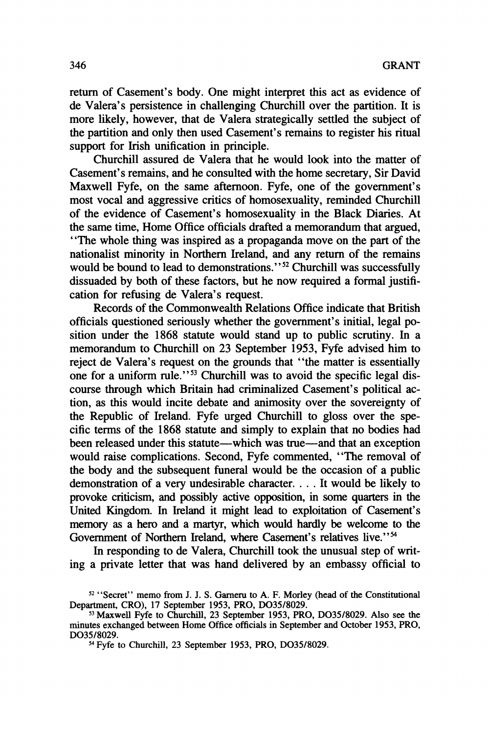return of Casement's body. One might interpret this act as evidence of de Valera's persistence in challenging Churchill over the partition. It is more likely, however, that de Valera strategically settled the subject of the partition and only then used Casement's remains to register his ritual support for Irish unification in principle.

Churchill assured de Valera that he would look into the matter of Casement's remains, and he consulted with the home secretary, Sir David Maxwell Fyfe, on the same afternoon. Fyfe, one of the government's most vocal and aggressive critics of homosexuality, reminded Churchill of the evidence of Casement's homosexuality in the Black Diaries. At the same time, Home Office officials drafted a memorandum that argued, "The whole thing was inspired as a propaganda move on the part of the nationalist minority in Northern Ireland, and any return of the remains would be bound to lead to demonstrations."[52] Churchill was successfully dissuaded by both of these factors, but he now required a formal justification for refusing de Valera's request.

Records of the Commonwealth Relations Office indicate that British officials questioned seriously whether the government's initial, legal position under the 1868 statute would stand up to public scrutiny. In a memorandum to Churchill on 23 September 1953, Fyfe advised him to reject de Valera's request on the grounds that "the matter is essentially one for a uniform rule."[53] Churchill was to avoid the specific legal discourse through which Britain had criminalized Casement's political action, as this would incite debate and animosity over the sovereignty of the Republic of Ireland. Fyfe urged Churchill to gloss over the specific terms of the 1868 statute and simply to explain that no bodies had been released under this statute—which was true—and that an exception would raise complications. Second, Fyfe commented, "The removal of the body and the subsequent funeral would be the occasion of a public demonstration of a very undesirable character. . . . It would be likely to provoke criticism, and possibly active opposition, in some quarters in the United Kingdom. In Ireland it might lead to exploitation of Casement's memory as a hero and a martyr, which would hardly be welcome to the Government of Northern Ireland, where Casement's relatives live."[54]

In responding to de Valera, Churchill took the unusual step of writing a private letter that was hand delivered by an embassy official to

[52] "Secret" memo from J. J. S. Garneru to A. F. Morley (head of the Constitutional Department, CRO), 17 September 1953, PRO, DO35/8029.

[53] Maxwell Fyfe to Churchill, 23 September 1953, PRO, DO35/8029. Also see the minutes exchanged between Home Office officials in September and October 1953, PRO, DO35/8029.

[54] Fyfe to Churchill, 23 September 1953, PRO, DO35/8029.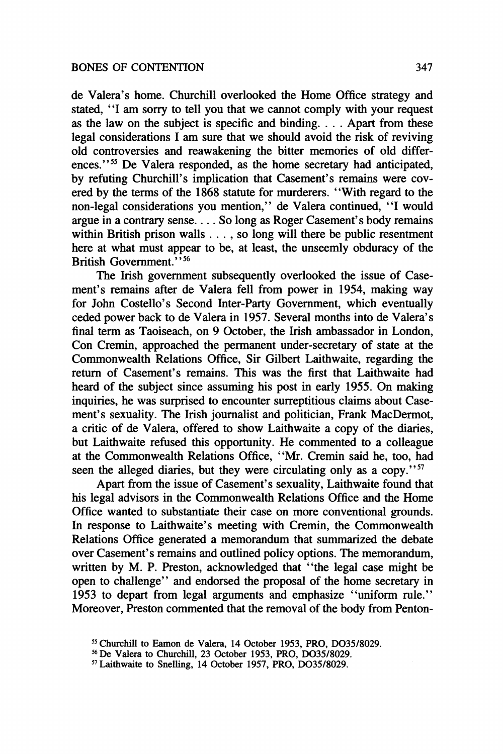de Valera's home. Churchill overlooked the Home Office strategy and stated, "I am sorry to tell you that we cannot comply with your request as the law on the subject is specific and binding. . . . Apart from these legal considerations I am sure that we should avoid the risk of reviving old controversies and reawakening the bitter memories of old differences."[55] De Valera responded, as the home secretary had anticipated, by refuting Churchill's implication that Casement's remains were covered by the terms of the 1868 statute for murderers. "With regard to the non-legal considerations you mention," de Valera continued, "I would argue in a contrary sense. . . . So long as Roger Casement's body remains within British prison walls . . . , so long will there be public resentment here at what must appear to be, at least, the unseemly obduracy of the British Government."[56]

The Irish government subsequently overlooked the issue of Casement's remains after de Valera fell from power in 1954, making way for John Costello's Second Inter-Party Government, which eventually ceded power back to de Valera in 1957. Several months into de Valera's final term as Taoiseach, on 9 October, the Irish ambassador in London, Con Cremin, approached the permanent under-secretary of state at the Commonwealth Relations Office, Sir Gilbert Laithwaite, regarding the return of Casement's remains. This was the first that Laithwaite had heard of the subject since assuming his post in early 1955. On making inquiries, he was surprised to encounter surreptitious claims about Casement's sexuality. The Irish journalist and politician, Frank MacDermot, a critic of de Valera, offered to show Laithwaite a copy of the diaries, but Laithwaite refused this opportunity. He commented to a colleague at the Commonwealth Relations Office, "Mr. Cremin said he, too, had seen the alleged diaries, but they were circulating only as a copy."[57]

Apart from the issue of Casement's sexuality, Laithwaite found that his legal advisors in the Commonwealth Relations Office and the Home Office wanted to substantiate their case on more conventional grounds. In response to Laithwaite's meeting with Cremin, the Commonwealth Relations Office generated a memorandum that summarized the debate over Casement's remains and outlined policy options. The memorandum, written by M. P. Preston, acknowledged that "the legal case might be open to challenge" and endorsed the proposal of the home secretary in 1953 to depart from legal arguments and emphasize "uniform rule." Moreover, Preston commented that the removal of the body from Penton-

[55] Churchill to Eamon de Valera, 14 October 1953, PRO, DO35/8029.

[56] De Valera to Churchill, 23 October 1953, PRO, DO35/8029.

[57] Laithwaite to Snelling, 14 October 1957, PRO, DO35/8029.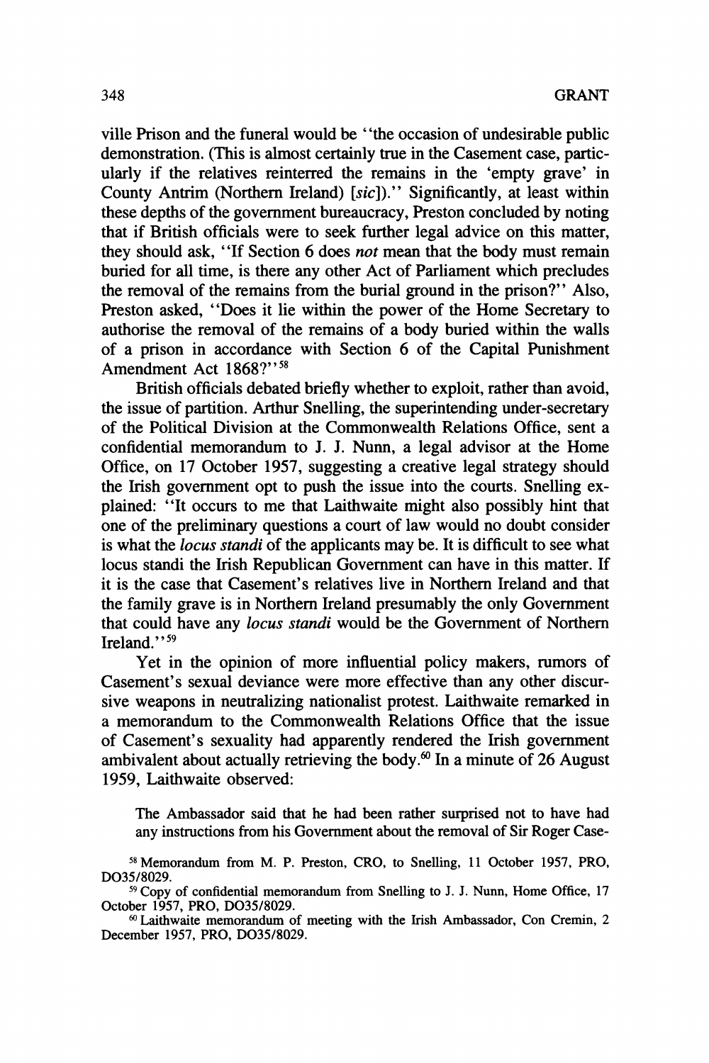ville Prison and the funeral would be "the occasion of undesirable public demonstration. (This is almost certainly true in the Casement case, particularly if the relatives reinterred the remains in the 'empty grave' in County Antrim (Northern Ireland) [*sic*])." Significantly, at least within these depths of the government bureaucracy, Preston concluded by noting that if British officials were to seek further legal advice on this matter, they should ask, "If Section 6 does *not* mean that the body must remain buried for all time, is there any other Act of Parliament which precludes the removal of the remains from the burial ground in the prison?" Also, Preston asked, "Does it lie within the power of the Home Secretary to authorise the removal of the remains of a body buried within the walls of a prison in accordance with Section 6 of the Capital Punishment Amendment Act 1868?"[58]

British officials debated briefly whether to exploit, rather than avoid, the issue of partition. Arthur Snelling, the superintending under-secretary of the Political Division at the Commonwealth Relations Office, sent a confidential memorandum to J. J. Nunn, a legal advisor at the Home Office, on 17 October 1957, suggesting a creative legal strategy should the Irish government opt to push the issue into the courts. Snelling explained: "It occurs to me that Laithwaite might also possibly hint that one of the preliminary questions a court of law would no doubt consider is what the *locus standi* of the applicants may be. It is difficult to see what locus standi the Irish Republican Government can have in this matter. If it is the case that Casement's relatives live in Northern Ireland and that the family grave is in Northern Ireland presumably the only Government that could have any *locus standi* would be the Government of Northern Ireland."[59]

Yet in the opinion of more influential policy makers, rumors of Casement's sexual deviance were more effective than any other discursive weapons in neutralizing nationalist protest. Laithwaite remarked in a memorandum to the Commonwealth Relations Office that the issue of Casement's sexuality had apparently rendered the Irish government ambivalent about actually retrieving the body.[60] In a minute of 26 August 1959, Laithwaite observed:

> The Ambassador said that he had been rather surprised not to have had any instructions from his Government about the removal of Sir Roger Case-

[58] Memorandum from M. P. Preston, CRO, to Snelling, 11 October 1957, PRO, DO35/8029.

[59] Copy of confidential memorandum from Snelling to J. J. Nunn, Home Office, 17 October 1957, PRO, DO35/8029.

[60] Laithwaite memorandum of meeting with the Irish Ambassador, Con Cremin, 2 December 1957, PRO, DO35/8029.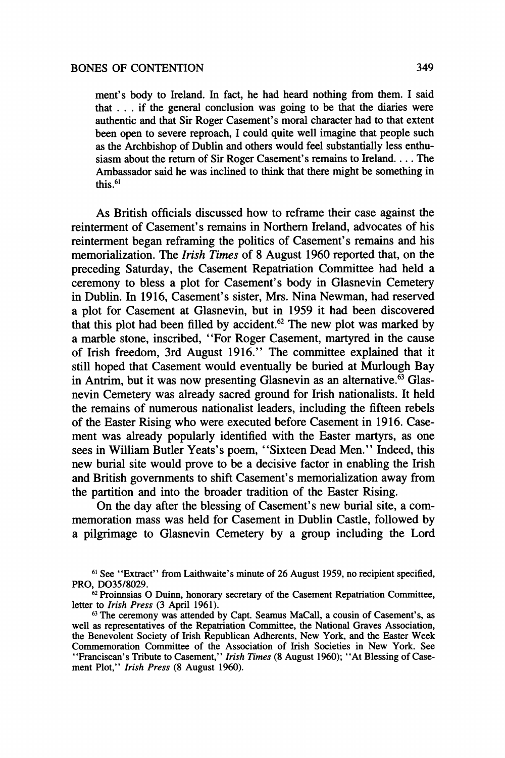ment's body to Ireland. In fact, he had heard nothing from them. I said that . . . if the general conclusion was going to be that the diaries were authentic and that Sir Roger Casement's moral character had to that extent been open to severe reproach, I could quite well imagine that people such as the Archbishop of Dublin and others would feel substantially less enthusiasm about the return of Sir Roger Casement's remains to Ireland. . . . The Ambassador said he was inclined to think that there might be something in this.[61]

As British officials discussed how to reframe their case against the reinterment of Casement's remains in Northern Ireland, advocates of his reinterment began reframing the politics of Casement's remains and his memorialization. The *Irish Times* of 8 August 1960 reported that, on the preceding Saturday, the Casement Repatriation Committee had held a ceremony to bless a plot for Casement's body in Glasnevin Cemetery in Dublin. In 1916, Casement's sister, Mrs. Nina Newman, had reserved a plot for Casement at Glasnevin, but in 1959 it had been discovered that this plot had been filled by accident.[62] The new plot was marked by a marble stone, inscribed, "For Roger Casement, martyred in the cause of Irish freedom, 3rd August 1916." The committee explained that it still hoped that Casement would eventually be buried at Murlough Bay in Antrim, but it was now presenting Glasnevin as an alternative.[63] Glasnevin Cemetery was already sacred ground for Irish nationalists. It held the remains of numerous nationalist leaders, including the fifteen rebels of the Easter Rising who were executed before Casement in 1916. Casement was already popularly identified with the Easter martyrs, as one sees in William Butler Yeats's poem, "Sixteen Dead Men." Indeed, this new burial site would prove to be a decisive factor in enabling the Irish and British governments to shift Casement's memorialization away from the partition and into the broader tradition of the Easter Rising.

On the day after the blessing of Casement's new burial site, a commemoration mass was held for Casement in Dublin Castle, followed by a pilgrimage to Glasnevin Cemetery by a group including the Lord

[61] See "Extract" from Laithwaite's minute of 26 August 1959, no recipient specified, PRO, DO35/8029.

[62] Proinnsias O Duinn, honorary secretary of the Casement Repatriation Committee, letter to *Irish Press* (3 April 1961).

[63] The ceremony was attended by Capt. Seamus MacCall, a cousin of Casement's, as well as representatives of the Repatriation Committee, the National Graves Association, the Benevolent Society of Irish Republican Adherents, New York, and the Easter Week Commemoration Committee of the Association of Irish Societies in New York. See "Franciscan's Tribute to Casement," *Irish Times* (8 August 1960); "At Blessing of Casement Plot," *Irish Press* (8 August 1960).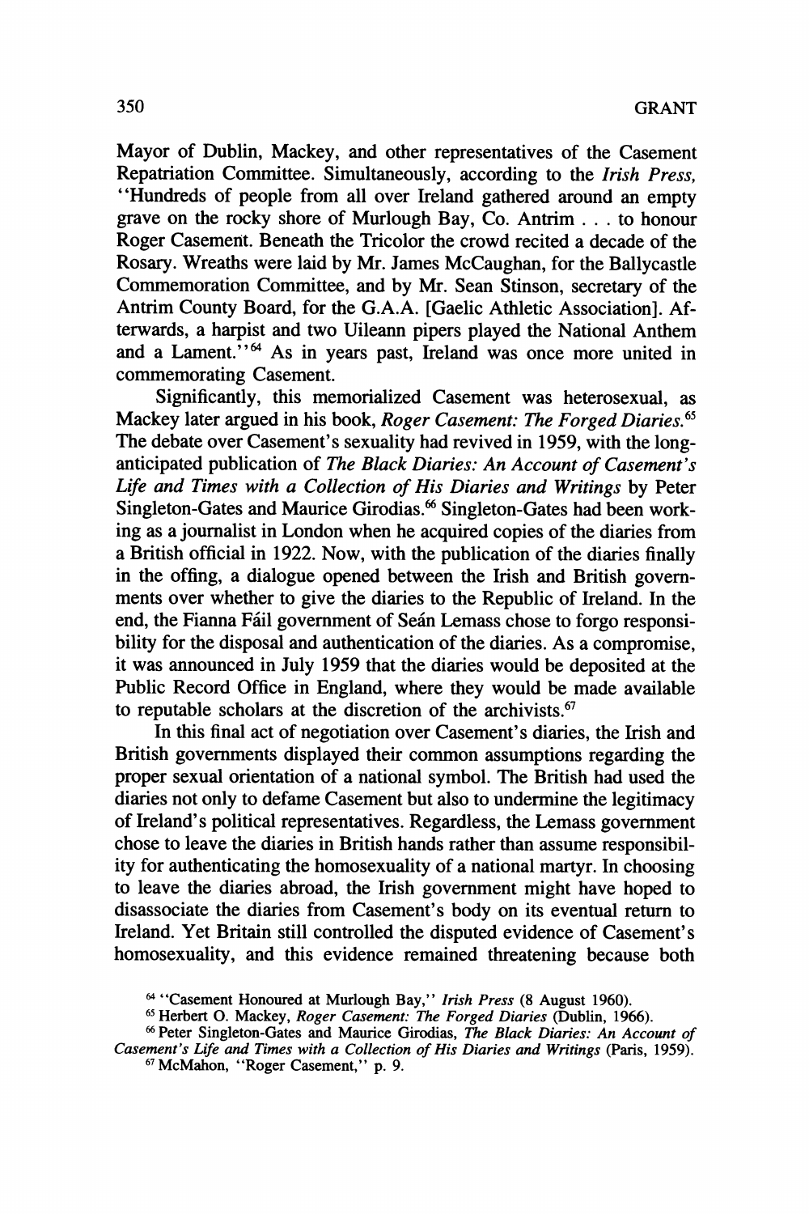Mayor of Dublin, Mackey, and other representatives of the Casement Repatriation Committee. Simultaneously, according to the *Irish Press*, "Hundreds of people from all over Ireland gathered around an empty grave on the rocky shore of Murlough Bay, Co. Antrim . . . to honour Roger Casement. Beneath the Tricolor the crowd recited a decade of the Rosary. Wreaths were laid by Mr. James McCaughan, for the Ballycastle Commemoration Committee, and by Mr. Sean Stinson, secretary of the Antrim County Board, for the G.A.A. [Gaelic Athletic Association]. Afterwards, a harpist and two Uileann pipers played the National Anthem and a Lament."[64] As in years past, Ireland was once more united in commemorating Casement.

Significantly, this memorialized Casement was heterosexual, as Mackey later argued in his book, *Roger Casement: The Forged Diaries*.[65] The debate over Casement's sexuality had revived in 1959, with the long-anticipated publication of *The Black Diaries: An Account of Casement's Life and Times with a Collection of His Diaries and Writings* by Peter Singleton-Gates and Maurice Girodias.[66] Singleton-Gates had been working as a journalist in London when he acquired copies of the diaries from a British official in 1922. Now, with the publication of the diaries finally in the offing, a dialogue opened between the Irish and British governments over whether to give the diaries to the Republic of Ireland. In the end, the Fianna Fáil government of Seán Lemass chose to forgo responsibility for the disposal and authentication of the diaries. As a compromise, it was announced in July 1959 that the diaries would be deposited at the Public Record Office in England, where they would be made available to reputable scholars at the discretion of the archivists.[67]

In this final act of negotiation over Casement's diaries, the Irish and British governments displayed their common assumptions regarding the proper sexual orientation of a national symbol. The British had used the diaries not only to defame Casement but also to undermine the legitimacy of Ireland's political representatives. Regardless, the Lemass government chose to leave the diaries in British hands rather than assume responsibility for authenticating the homosexuality of a national martyr. In choosing to leave the diaries abroad, the Irish government might have hoped to disassociate the diaries from Casement's body on its eventual return to Ireland. Yet Britain still controlled the disputed evidence of Casement's homosexuality, and this evidence remained threatening because both

[64] "Casement Honoured at Murlough Bay," *Irish Press* (8 August 1960).

[65] Herbert O. Mackey, *Roger Casement: The Forged Diaries* (Dublin, 1966).

[66] Peter Singleton-Gates and Maurice Girodias, *The Black Diaries: An Account of Casement's Life and Times with a Collection of His Diaries and Writings* (Paris, 1959).

[67] McMahon, "Roger Casement," p. 9.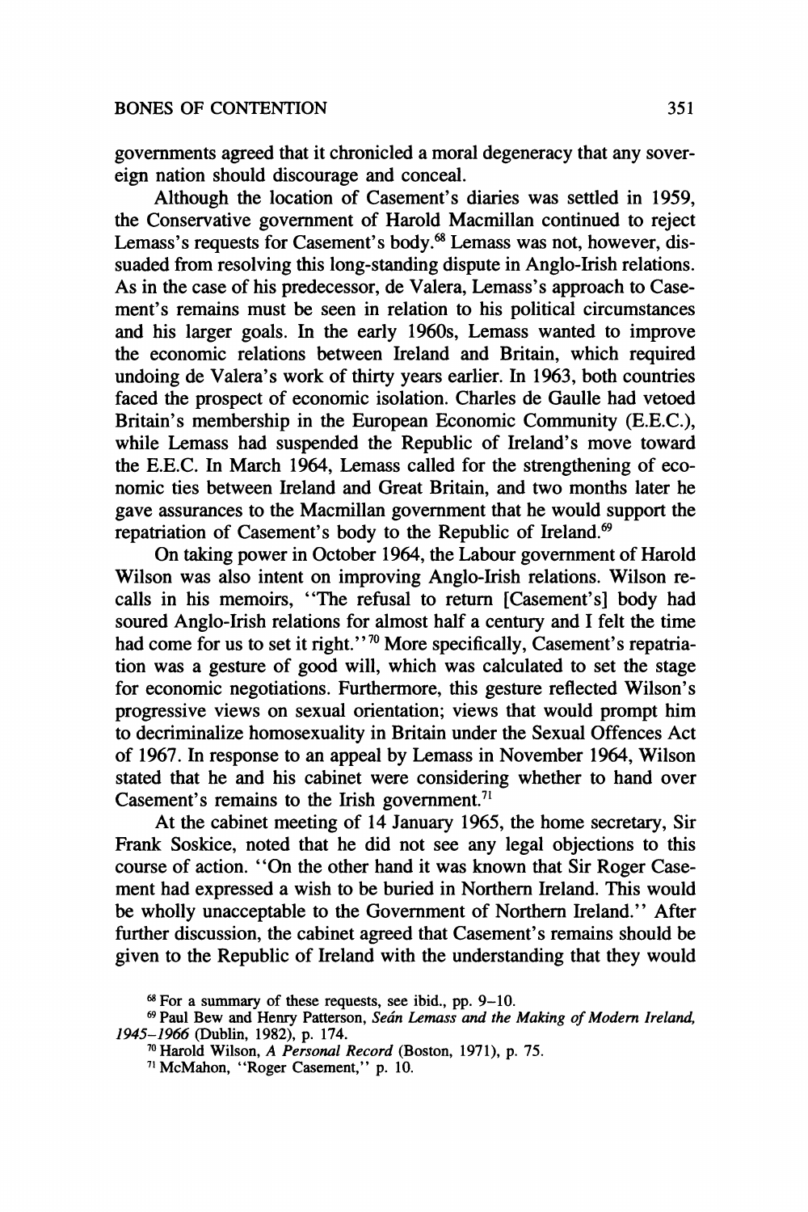governments agreed that it chronicled a moral degeneracy that any sovereign nation should discourage and conceal.

Although the location of Casement's diaries was settled in 1959, the Conservative government of Harold Macmillan continued to reject Lemass's requests for Casement's body.[68] Lemass was not, however, dissuaded from resolving this long-standing dispute in Anglo-Irish relations. As in the case of his predecessor, de Valera, Lemass's approach to Casement's remains must be seen in relation to his political circumstances and his larger goals. In the early 1960s, Lemass wanted to improve the economic relations between Ireland and Britain, which required undoing de Valera's work of thirty years earlier. In 1963, both countries faced the prospect of economic isolation. Charles de Gaulle had vetoed Britain's membership in the European Economic Community (E.E.C.), while Lemass had suspended the Republic of Ireland's move toward the E.E.C. In March 1964, Lemass called for the strengthening of economic ties between Ireland and Great Britain, and two months later he gave assurances to the Macmillan government that he would support the repatriation of Casement's body to the Republic of Ireland.[69]

On taking power in October 1964, the Labour government of Harold Wilson was also intent on improving Anglo-Irish relations. Wilson recalls in his memoirs, "The refusal to return [Casement's] body had soured Anglo-Irish relations for almost half a century and I felt the time had come for us to set it right."[70] More specifically, Casement's repatriation was a gesture of good will, which was calculated to set the stage for economic negotiations. Furthermore, this gesture reflected Wilson's progressive views on sexual orientation; views that would prompt him to decriminalize homosexuality in Britain under the Sexual Offences Act of 1967. In response to an appeal by Lemass in November 1964, Wilson stated that he and his cabinet were considering whether to hand over Casement's remains to the Irish government.[71]

At the cabinet meeting of 14 January 1965, the home secretary, Sir Frank Soskice, noted that he did not see any legal objections to this course of action. "On the other hand it was known that Sir Roger Casement had expressed a wish to be buried in Northern Ireland. This would be wholly unacceptable to the Government of Northern Ireland." After further discussion, the cabinet agreed that Casement's remains should be given to the Republic of Ireland with the understanding that they would

---

[68] For a summary of these requests, see ibid., pp. 9–10.

[69] Paul Bew and Henry Patterson, *Seán Lemass and the Making of Modern Ireland, 1945–1966* (Dublin, 1982), p. 174.

[70] Harold Wilson, *A Personal Record* (Boston, 1971), p. 75.

[71] McMahon, "Roger Casement," p. 10.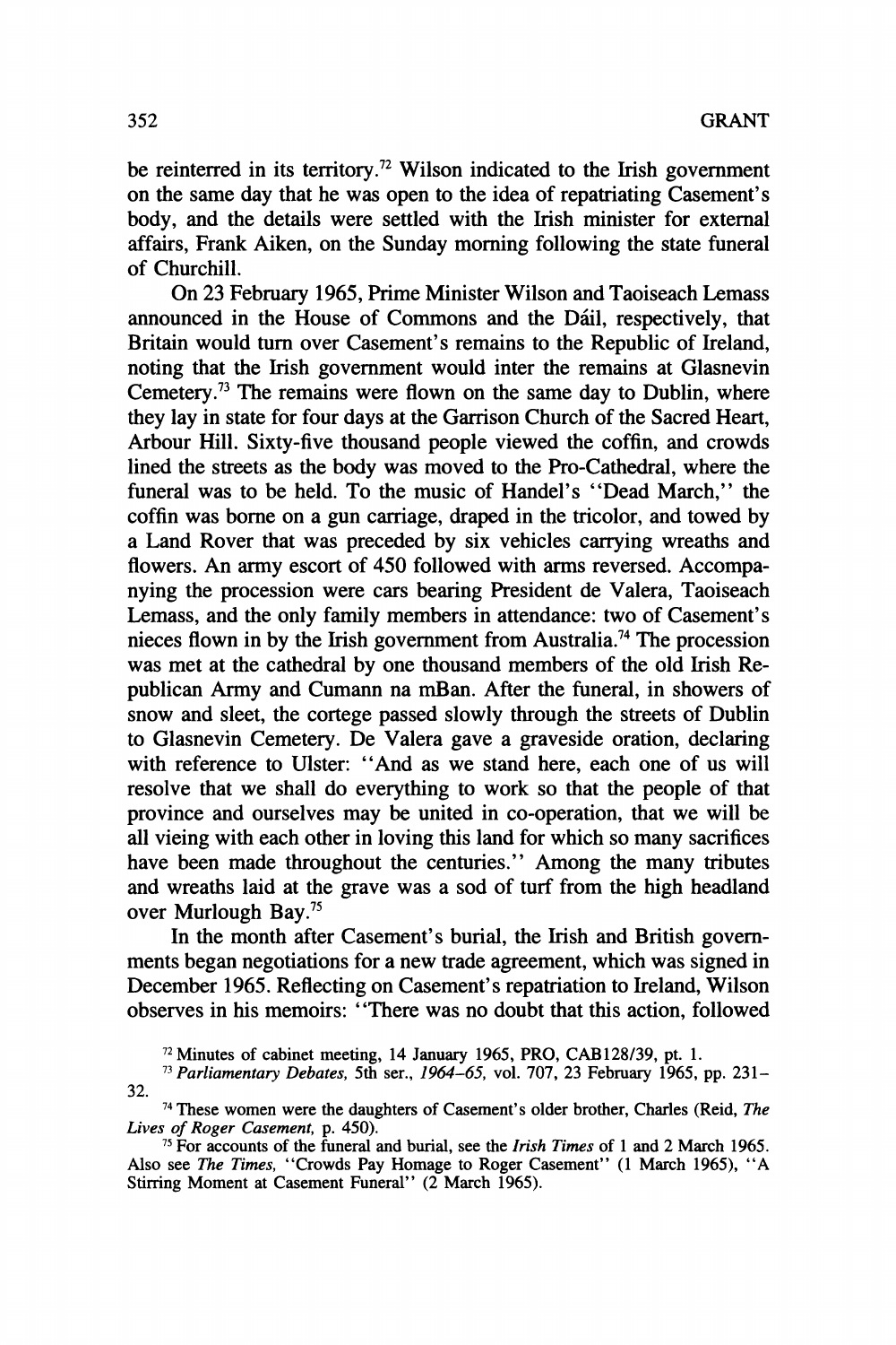be reinterred in its territory.[72] Wilson indicated to the Irish government on the same day that he was open to the idea of repatriating Casement's body, and the details were settled with the Irish minister for external affairs, Frank Aiken, on the Sunday morning following the state funeral of Churchill.

On 23 February 1965, Prime Minister Wilson and Taoiseach Lemass announced in the House of Commons and the Dáil, respectively, that Britain would turn over Casement's remains to the Republic of Ireland, noting that the Irish government would inter the remains at Glasnevin Cemetery.[73] The remains were flown on the same day to Dublin, where they lay in state for four days at the Garrison Church of the Sacred Heart, Arbour Hill. Sixty-five thousand people viewed the coffin, and crowds lined the streets as the body was moved to the Pro-Cathedral, where the funeral was to be held. To the music of Handel's "Dead March," the coffin was borne on a gun carriage, draped in the tricolor, and towed by a Land Rover that was preceded by six vehicles carrying wreaths and flowers. An army escort of 450 followed with arms reversed. Accompanying the procession were cars bearing President de Valera, Taoiseach Lemass, and the only family members in attendance: two of Casement's nieces flown in by the Irish government from Australia.[74] The procession was met at the cathedral by one thousand members of the old Irish Republican Army and Cumann na mBan. After the funeral, in showers of snow and sleet, the cortege passed slowly through the streets of Dublin to Glasnevin Cemetery. De Valera gave a graveside oration, declaring with reference to Ulster: "And as we stand here, each one of us will resolve that we shall do everything to work so that the people of that province and ourselves may be united in co-operation, that we will be all vieing with each other in loving this land for which so many sacrifices have been made throughout the centuries." Among the many tributes and wreaths laid at the grave was a sod of turf from the high headland over Murlough Bay.[75]

In the month after Casement's burial, the Irish and British governments began negotiations for a new trade agreement, which was signed in December 1965. Reflecting on Casement's repatriation to Ireland, Wilson observes in his memoirs: "There was no doubt that this action, followed

[72] Minutes of cabinet meeting, 14 January 1965, PRO, CAB128/39, pt. 1.

[73] *Parliamentary Debates,* 5th ser., *1964–65,* vol. 707, 23 February 1965, pp. 231–32.

[74] These women were the daughters of Casement's older brother, Charles (Reid, *The Lives of Roger Casement,* p. 450).

[75] For accounts of the funeral and burial, see the *Irish Times* of 1 and 2 March 1965. Also see *The Times,* "Crowds Pay Homage to Roger Casement" (1 March 1965), "A Stirring Moment at Casement Funeral" (2 March 1965).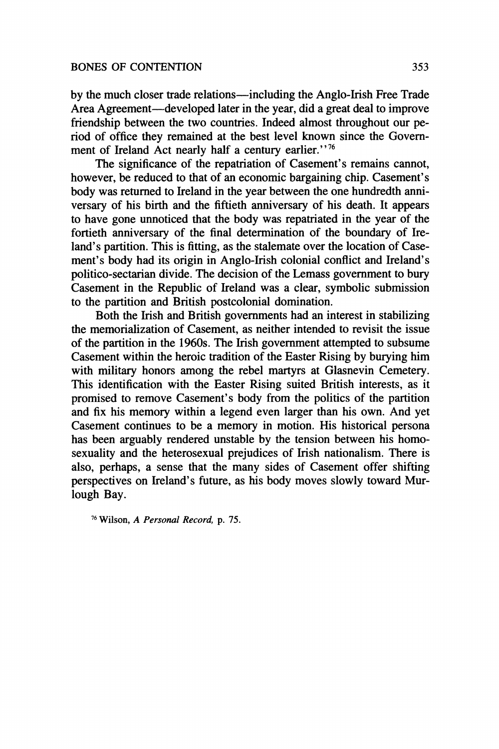by the much closer trade relations—including the Anglo-Irish Free Trade Area Agreement—developed later in the year, did a great deal to improve friendship between the two countries. Indeed almost throughout our period of office they remained at the best level known since the Government of Ireland Act nearly half a century earlier."[76]

The significance of the repatriation of Casement's remains cannot, however, be reduced to that of an economic bargaining chip. Casement's body was returned to Ireland in the year between the one hundredth anniversary of his birth and the fiftieth anniversary of his death. It appears to have gone unnoticed that the body was repatriated in the year of the fortieth anniversary of the final determination of the boundary of Ireland's partition. This is fitting, as the stalemate over the location of Casement's body had its origin in Anglo-Irish colonial conflict and Ireland's politico-sectarian divide. The decision of the Lemass government to bury Casement in the Republic of Ireland was a clear, symbolic submission to the partition and British postcolonial domination.

Both the Irish and British governments had an interest in stabilizing the memorialization of Casement, as neither intended to revisit the issue of the partition in the 1960s. The Irish government attempted to subsume Casement within the heroic tradition of the Easter Rising by burying him with military honors among the rebel martyrs at Glasnevin Cemetery. This identification with the Easter Rising suited British interests, as it promised to remove Casement's body from the politics of the partition and fix his memory within a legend even larger than his own. And yet Casement continues to be a memory in motion. His historical persona has been arguably rendered unstable by the tension between his homosexuality and the heterosexual prejudices of Irish nationalism. There is also, perhaps, a sense that the many sides of Casement offer shifting perspectives on Ireland's future, as his body moves slowly toward Murlough Bay.

[76] Wilson, *A Personal Record,* p. 75.